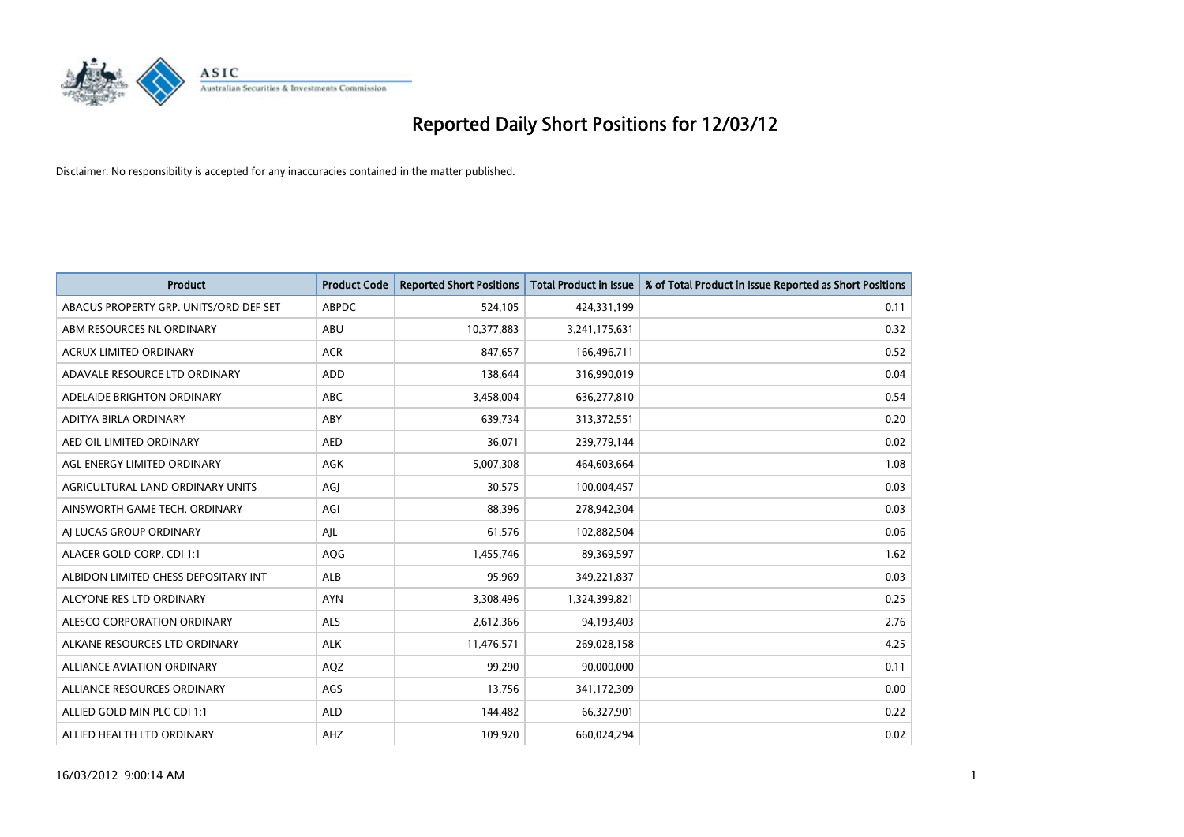# Reported Daily Short Positions for 12/03/12

Disclaimer: No responsibility is accepted for any inaccuracies contained in the matter published.

| Product | Product Code | Reported Short Positions | Total Product in Issue | % of Total Product in Issue Reported as Short Positions |
|---|---|---|---|---|
| ABACUS PROPERTY GRP. UNITS/ORD DEF SET | ABPDC | 524,105 | 424,331,199 | 0.11 |
| ABM RESOURCES NL ORDINARY | ABU | 10,377,883 | 3,241,175,631 | 0.32 |
| ACRUX LIMITED ORDINARY | ACR | 847,657 | 166,496,711 | 0.52 |
| ADAVALE RESOURCE LTD ORDINARY | ADD | 138,644 | 316,990,019 | 0.04 |
| ADELAIDE BRIGHTON ORDINARY | ABC | 3,458,004 | 636,277,810 | 0.54 |
| ADITYA BIRLA ORDINARY | ABY | 639,734 | 313,372,551 | 0.20 |
| AED OIL LIMITED ORDINARY | AED | 36,071 | 239,779,144 | 0.02 |
| AGL ENERGY LIMITED ORDINARY | AGK | 5,007,308 | 464,603,664 | 1.08 |
| AGRICULTURAL LAND ORDINARY UNITS | AGJ | 30,575 | 100,004,457 | 0.03 |
| AINSWORTH GAME TECH. ORDINARY | AGI | 88,396 | 278,942,304 | 0.03 |
| AJ LUCAS GROUP ORDINARY | AJL | 61,576 | 102,882,504 | 0.06 |
| ALACER GOLD CORP. CDI 1:1 | AQG | 1,455,746 | 89,369,597 | 1.62 |
| ALBIDON LIMITED CHESS DEPOSITARY INT | ALB | 95,969 | 349,221,837 | 0.03 |
| ALCYONE RES LTD ORDINARY | AYN | 3,308,496 | 1,324,399,821 | 0.25 |
| ALESCO CORPORATION ORDINARY | ALS | 2,612,366 | 94,193,403 | 2.76 |
| ALKANE RESOURCES LTD ORDINARY | ALK | 11,476,571 | 269,028,158 | 4.25 |
| ALLIANCE AVIATION ORDINARY | AQZ | 99,290 | 90,000,000 | 0.11 |
| ALLIANCE RESOURCES ORDINARY | AGS | 13,756 | 341,172,309 | 0.00 |
| ALLIED GOLD MIN PLC CDI 1:1 | ALD | 144,482 | 66,327,901 | 0.22 |
| ALLIED HEALTH LTD ORDINARY | AHZ | 109,920 | 660,024,294 | 0.02 |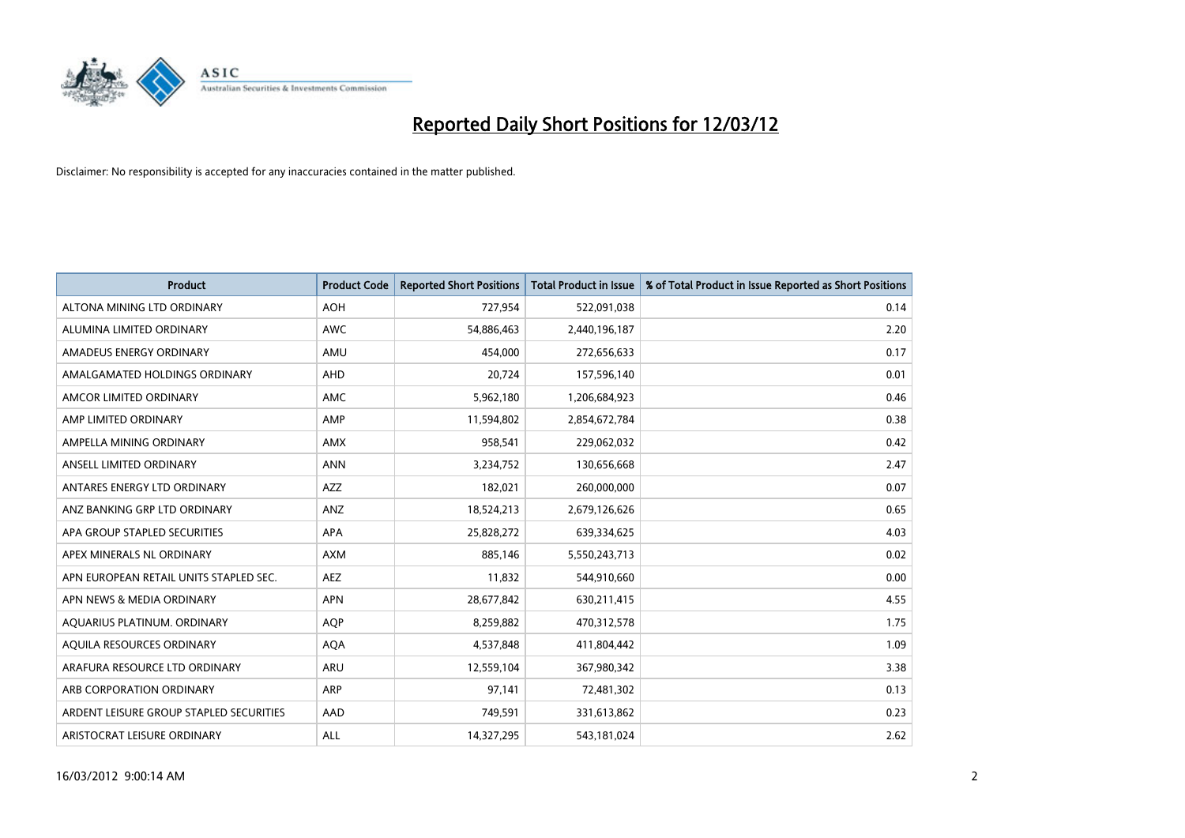# Reported Daily Short Positions for 12/03/12

Disclaimer: No responsibility is accepted for any inaccuracies contained in the matter published.

| Product | Product Code | Reported Short Positions | Total Product in Issue | % of Total Product in Issue Reported as Short Positions |
|---|---|---|---|---|
| ALTONA MINING LTD ORDINARY | AOH | 727,954 | 522,091,038 | 0.14 |
| ALUMINA LIMITED ORDINARY | AWC | 54,886,463 | 2,440,196,187 | 2.20 |
| AMADEUS ENERGY ORDINARY | AMU | 454,000 | 272,656,633 | 0.17 |
| AMALGAMATED HOLDINGS ORDINARY | AHD | 20,724 | 157,596,140 | 0.01 |
| AMCOR LIMITED ORDINARY | AMC | 5,962,180 | 1,206,684,923 | 0.46 |
| AMP LIMITED ORDINARY | AMP | 11,594,802 | 2,854,672,784 | 0.38 |
| AMPELLA MINING ORDINARY | AMX | 958,541 | 229,062,032 | 0.42 |
| ANSELL LIMITED ORDINARY | ANN | 3,234,752 | 130,656,668 | 2.47 |
| ANTARES ENERGY LTD ORDINARY | AZZ | 182,021 | 260,000,000 | 0.07 |
| ANZ BANKING GRP LTD ORDINARY | ANZ | 18,524,213 | 2,679,126,626 | 0.65 |
| APA GROUP STAPLED SECURITIES | APA | 25,828,272 | 639,334,625 | 4.03 |
| APEX MINERALS NL ORDINARY | AXM | 885,146 | 5,550,243,713 | 0.02 |
| APN EUROPEAN RETAIL UNITS STAPLED SEC. | AEZ | 11,832 | 544,910,660 | 0.00 |
| APN NEWS & MEDIA ORDINARY | APN | 28,677,842 | 630,211,415 | 4.55 |
| AQUARIUS PLATINUM. ORDINARY | AQP | 8,259,882 | 470,312,578 | 1.75 |
| AQUILA RESOURCES ORDINARY | AQA | 4,537,848 | 411,804,442 | 1.09 |
| ARAFURA RESOURCE LTD ORDINARY | ARU | 12,559,104 | 367,980,342 | 3.38 |
| ARB CORPORATION ORDINARY | ARP | 97,141 | 72,481,302 | 0.13 |
| ARDENT LEISURE GROUP STAPLED SECURITIES | AAD | 749,591 | 331,613,862 | 0.23 |
| ARISTOCRAT LEISURE ORDINARY | ALL | 14,327,295 | 543,181,024 | 2.62 |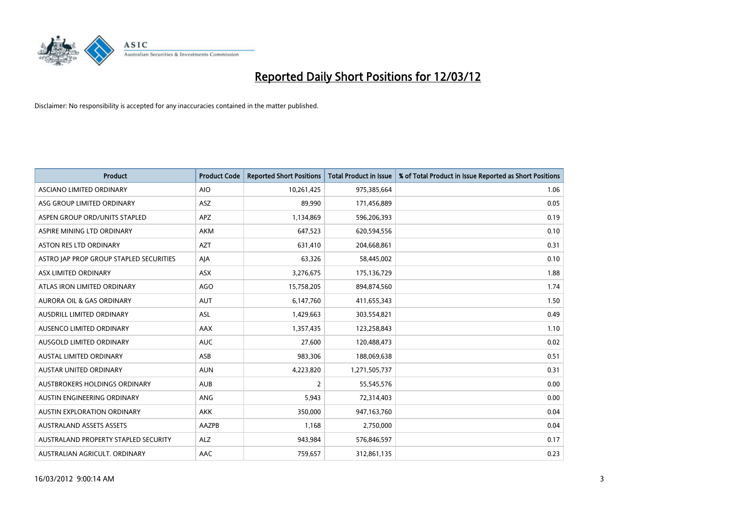# Reported Daily Short Positions for 12/03/12

Disclaimer: No responsibility is accepted for any inaccuracies contained in the matter published.

| Product | Product Code | Reported Short Positions | Total Product in Issue | % of Total Product in Issue Reported as Short Positions |
|---|---|---|---|---|
| ASCIANO LIMITED ORDINARY | AIO | 10,261,425 | 975,385,664 | 1.06 |
| ASG GROUP LIMITED ORDINARY | ASZ | 89,990 | 171,456,889 | 0.05 |
| ASPEN GROUP ORD/UNITS STAPLED | APZ | 1,134,869 | 596,206,393 | 0.19 |
| ASPIRE MINING LTD ORDINARY | AKM | 647,523 | 620,594,556 | 0.10 |
| ASTON RES LTD ORDINARY | AZT | 631,410 | 204,668,861 | 0.31 |
| ASTRO JAP PROP GROUP STAPLED SECURITIES | AJA | 63,326 | 58,445,002 | 0.10 |
| ASX LIMITED ORDINARY | ASX | 3,276,675 | 175,136,729 | 1.88 |
| ATLAS IRON LIMITED ORDINARY | AGO | 15,758,205 | 894,874,560 | 1.74 |
| AURORA OIL & GAS ORDINARY | AUT | 6,147,760 | 411,655,343 | 1.50 |
| AUSDRILL LIMITED ORDINARY | ASL | 1,429,663 | 303,554,821 | 0.49 |
| AUSENCO LIMITED ORDINARY | AAX | 1,357,435 | 123,258,843 | 1.10 |
| AUSGOLD LIMITED ORDINARY | AUC | 27,600 | 120,488,473 | 0.02 |
| AUSTAL LIMITED ORDINARY | ASB | 983,306 | 188,069,638 | 0.51 |
| AUSTAR UNITED ORDINARY | AUN | 4,223,820 | 1,271,505,737 | 0.31 |
| AUSTBROKERS HOLDINGS ORDINARY | AUB | 2 | 55,545,576 | 0.00 |
| AUSTIN ENGINEERING ORDINARY | ANG | 5,943 | 72,314,403 | 0.00 |
| AUSTIN EXPLORATION ORDINARY | AKK | 350,000 | 947,163,760 | 0.04 |
| AUSTRALAND ASSETS ASSETS | AAZPB | 1,168 | 2,750,000 | 0.04 |
| AUSTRALAND PROPERTY STAPLED SECURITY | ALZ | 943,984 | 576,846,597 | 0.17 |
| AUSTRALIAN AGRICULT. ORDINARY | AAC | 759,657 | 312,861,135 | 0.23 |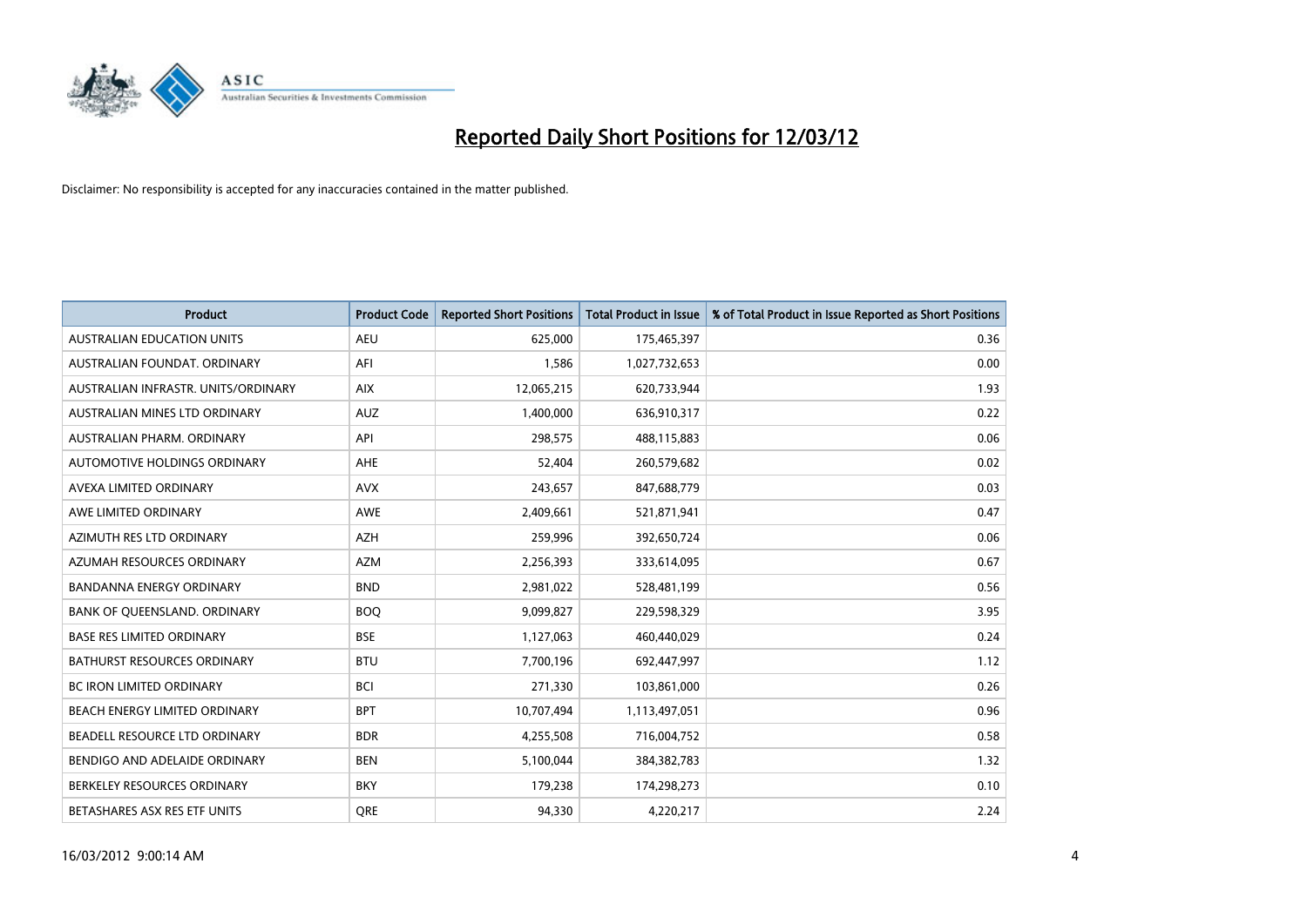# Reported Daily Short Positions for 12/03/12

Disclaimer: No responsibility is accepted for any inaccuracies contained in the matter published.

| Product | Product Code | Reported Short Positions | Total Product in Issue | % of Total Product in Issue Reported as Short Positions |
|---|---|---|---|---|
| AUSTRALIAN EDUCATION UNITS | AEU | 625,000 | 175,465,397 | 0.36 |
| AUSTRALIAN FOUNDAT. ORDINARY | AFI | 1,586 | 1,027,732,653 | 0.00 |
| AUSTRALIAN INFRASTR. UNITS/ORDINARY | AIX | 12,065,215 | 620,733,944 | 1.93 |
| AUSTRALIAN MINES LTD ORDINARY | AUZ | 1,400,000 | 636,910,317 | 0.22 |
| AUSTRALIAN PHARM. ORDINARY | API | 298,575 | 488,115,883 | 0.06 |
| AUTOMOTIVE HOLDINGS ORDINARY | AHE | 52,404 | 260,579,682 | 0.02 |
| AVEXA LIMITED ORDINARY | AVX | 243,657 | 847,688,779 | 0.03 |
| AWE LIMITED ORDINARY | AWE | 2,409,661 | 521,871,941 | 0.47 |
| AZIMUTH RES LTD ORDINARY | AZH | 259,996 | 392,650,724 | 0.06 |
| AZUMAH RESOURCES ORDINARY | AZM | 2,256,393 | 333,614,095 | 0.67 |
| BANDANNA ENERGY ORDINARY | BND | 2,981,022 | 528,481,199 | 0.56 |
| BANK OF QUEENSLAND. ORDINARY | BOQ | 9,099,827 | 229,598,329 | 3.95 |
| BASE RES LIMITED ORDINARY | BSE | 1,127,063 | 460,440,029 | 0.24 |
| BATHURST RESOURCES ORDINARY | BTU | 7,700,196 | 692,447,997 | 1.12 |
| BC IRON LIMITED ORDINARY | BCI | 271,330 | 103,861,000 | 0.26 |
| BEACH ENERGY LIMITED ORDINARY | BPT | 10,707,494 | 1,113,497,051 | 0.96 |
| BEADELL RESOURCE LTD ORDINARY | BDR | 4,255,508 | 716,004,752 | 0.58 |
| BENDIGO AND ADELAIDE ORDINARY | BEN | 5,100,044 | 384,382,783 | 1.32 |
| BERKELEY RESOURCES ORDINARY | BKY | 179,238 | 174,298,273 | 0.10 |
| BETASHARES ASX RES ETF UNITS | QRE | 94,330 | 4,220,217 | 2.24 |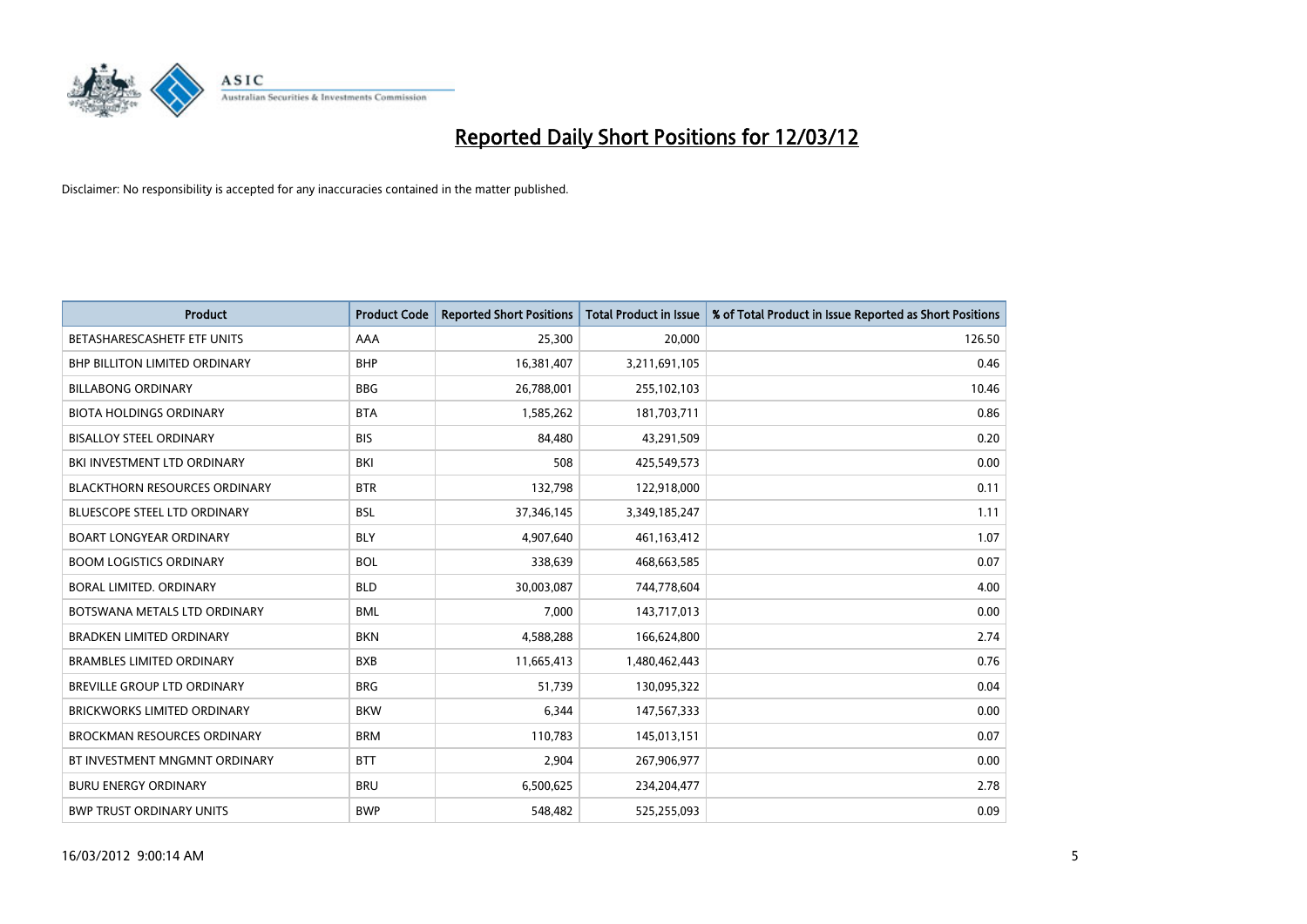# Reported Daily Short Positions for 12/03/12

Disclaimer: No responsibility is accepted for any inaccuracies contained in the matter published.

| Product | Product Code | Reported Short Positions | Total Product in Issue | % of Total Product in Issue Reported as Short Positions |
|---|---|---|---|---|
| BETASHARESCASHETF ETF UNITS | AAA | 25,300 | 20,000 | 126.50 |
| BHP BILLITON LIMITED ORDINARY | BHP | 16,381,407 | 3,211,691,105 | 0.46 |
| BILLABONG ORDINARY | BBG | 26,788,001 | 255,102,103 | 10.46 |
| BIOTA HOLDINGS ORDINARY | BTA | 1,585,262 | 181,703,711 | 0.86 |
| BISALLOY STEEL ORDINARY | BIS | 84,480 | 43,291,509 | 0.20 |
| BKI INVESTMENT LTD ORDINARY | BKI | 508 | 425,549,573 | 0.00 |
| BLACKTHORN RESOURCES ORDINARY | BTR | 132,798 | 122,918,000 | 0.11 |
| BLUESCOPE STEEL LTD ORDINARY | BSL | 37,346,145 | 3,349,185,247 | 1.11 |
| BOART LONGYEAR ORDINARY | BLY | 4,907,640 | 461,163,412 | 1.07 |
| BOOM LOGISTICS ORDINARY | BOL | 338,639 | 468,663,585 | 0.07 |
| BORAL LIMITED. ORDINARY | BLD | 30,003,087 | 744,778,604 | 4.00 |
| BOTSWANA METALS LTD ORDINARY | BML | 7,000 | 143,717,013 | 0.00 |
| BRADKEN LIMITED ORDINARY | BKN | 4,588,288 | 166,624,800 | 2.74 |
| BRAMBLES LIMITED ORDINARY | BXB | 11,665,413 | 1,480,462,443 | 0.76 |
| BREVILLE GROUP LTD ORDINARY | BRG | 51,739 | 130,095,322 | 0.04 |
| BRICKWORKS LIMITED ORDINARY | BKW | 6,344 | 147,567,333 | 0.00 |
| BROCKMAN RESOURCES ORDINARY | BRM | 110,783 | 145,013,151 | 0.07 |
| BT INVESTMENT MNGMNT ORDINARY | BTT | 2,904 | 267,906,977 | 0.00 |
| BURU ENERGY ORDINARY | BRU | 6,500,625 | 234,204,477 | 2.78 |
| BWP TRUST ORDINARY UNITS | BWP | 548,482 | 525,255,093 | 0.09 |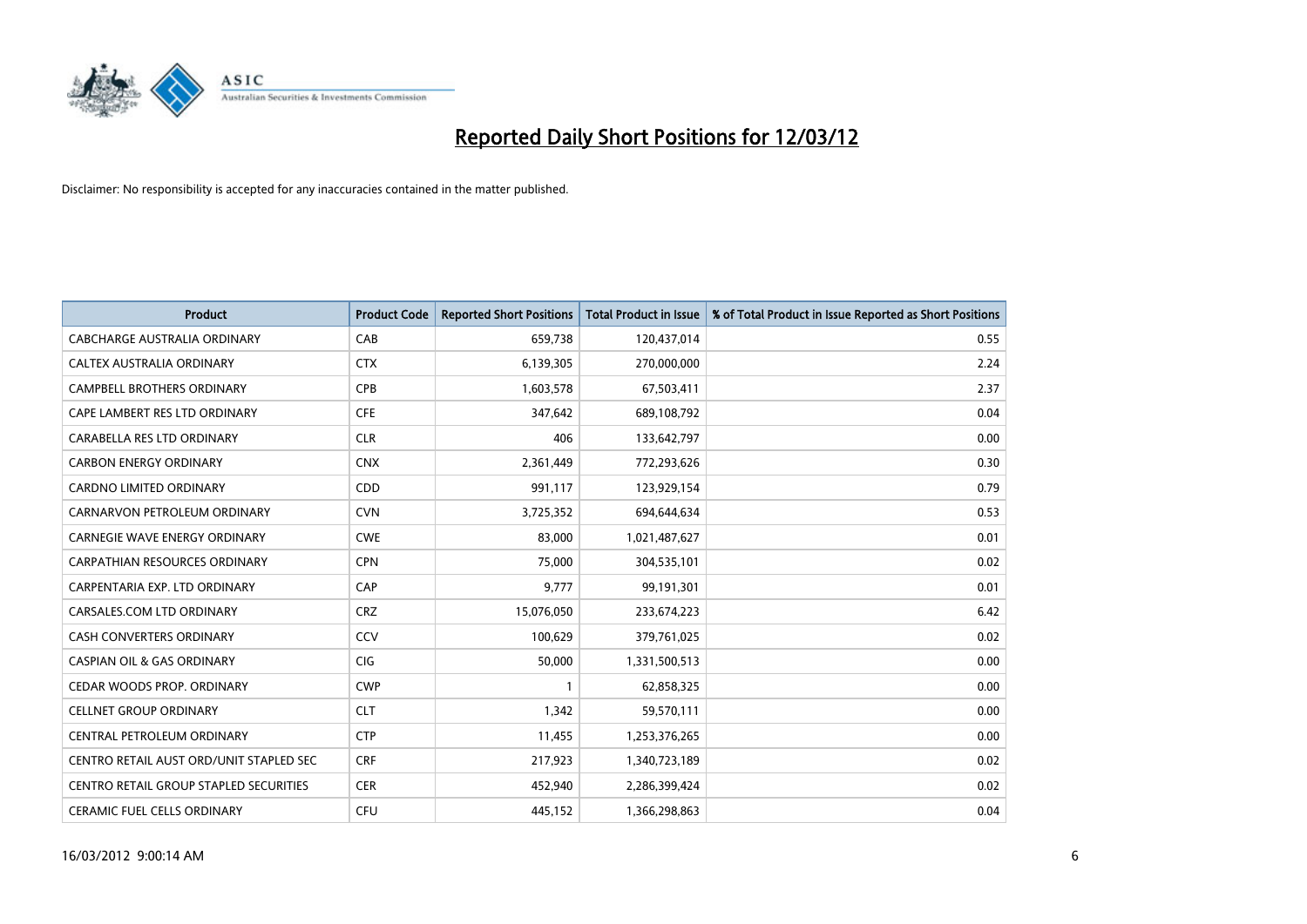# Reported Daily Short Positions for 12/03/12

Disclaimer: No responsibility is accepted for any inaccuracies contained in the matter published.

| Product | Product Code | Reported Short Positions | Total Product in Issue | % of Total Product in Issue Reported as Short Positions |
|---|---|---|---|---|
| CABCHARGE AUSTRALIA ORDINARY | CAB | 659,738 | 120,437,014 | 0.55 |
| CALTEX AUSTRALIA ORDINARY | CTX | 6,139,305 | 270,000,000 | 2.24 |
| CAMPBELL BROTHERS ORDINARY | CPB | 1,603,578 | 67,503,411 | 2.37 |
| CAPE LAMBERT RES LTD ORDINARY | CFE | 347,642 | 689,108,792 | 0.04 |
| CARABELLA RES LTD ORDINARY | CLR | 406 | 133,642,797 | 0.00 |
| CARBON ENERGY ORDINARY | CNX | 2,361,449 | 772,293,626 | 0.30 |
| CARDNO LIMITED ORDINARY | CDD | 991,117 | 123,929,154 | 0.79 |
| CARNARVON PETROLEUM ORDINARY | CVN | 3,725,352 | 694,644,634 | 0.53 |
| CARNEGIE WAVE ENERGY ORDINARY | CWE | 83,000 | 1,021,487,627 | 0.01 |
| CARPATHIAN RESOURCES ORDINARY | CPN | 75,000 | 304,535,101 | 0.02 |
| CARPENTARIA EXP. LTD ORDINARY | CAP | 9,777 | 99,191,301 | 0.01 |
| CARSALES.COM LTD ORDINARY | CRZ | 15,076,050 | 233,674,223 | 6.42 |
| CASH CONVERTERS ORDINARY | CCV | 100,629 | 379,761,025 | 0.02 |
| CASPIAN OIL & GAS ORDINARY | CIG | 50,000 | 1,331,500,513 | 0.00 |
| CEDAR WOODS PROP. ORDINARY | CWP | 1 | 62,858,325 | 0.00 |
| CELLNET GROUP ORDINARY | CLT | 1,342 | 59,570,111 | 0.00 |
| CENTRAL PETROLEUM ORDINARY | CTP | 11,455 | 1,253,376,265 | 0.00 |
| CENTRO RETAIL AUST ORD/UNIT STAPLED SEC | CRF | 217,923 | 1,340,723,189 | 0.02 |
| CENTRO RETAIL GROUP STAPLED SECURITIES | CER | 452,940 | 2,286,399,424 | 0.02 |
| CERAMIC FUEL CELLS ORDINARY | CFU | 445,152 | 1,366,298,863 | 0.04 |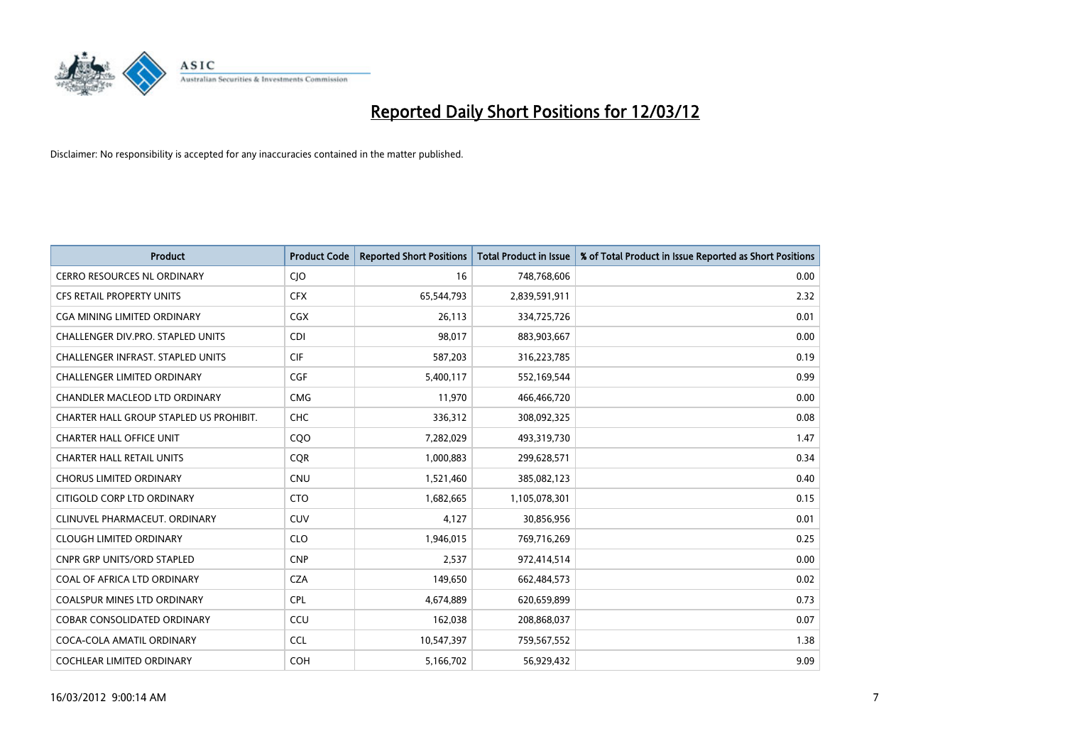# Reported Daily Short Positions for 12/03/12

Disclaimer: No responsibility is accepted for any inaccuracies contained in the matter published.

| Product | Product Code | Reported Short Positions | Total Product in Issue | % of Total Product in Issue Reported as Short Positions |
|---|---|---|---|---|
| CERRO RESOURCES NL ORDINARY | CJO | 16 | 748,768,606 | 0.00 |
| CFS RETAIL PROPERTY UNITS | CFX | 65,544,793 | 2,839,591,911 | 2.32 |
| CGA MINING LIMITED ORDINARY | CGX | 26,113 | 334,725,726 | 0.01 |
| CHALLENGER DIV.PRO. STAPLED UNITS | CDI | 98,017 | 883,903,667 | 0.00 |
| CHALLENGER INFRAST. STAPLED UNITS | CIF | 587,203 | 316,223,785 | 0.19 |
| CHALLENGER LIMITED ORDINARY | CGF | 5,400,117 | 552,169,544 | 0.99 |
| CHANDLER MACLEOD LTD ORDINARY | CMG | 11,970 | 466,466,720 | 0.00 |
| CHARTER HALL GROUP STAPLED US PROHIBIT. | CHC | 336,312 | 308,092,325 | 0.08 |
| CHARTER HALL OFFICE UNIT | CQO | 7,282,029 | 493,319,730 | 1.47 |
| CHARTER HALL RETAIL UNITS | CQR | 1,000,883 | 299,628,571 | 0.34 |
| CHORUS LIMITED ORDINARY | CNU | 1,521,460 | 385,082,123 | 0.40 |
| CITIGOLD CORP LTD ORDINARY | CTO | 1,682,665 | 1,105,078,301 | 0.15 |
| CLINUVEL PHARMACEUT. ORDINARY | CUV | 4,127 | 30,856,956 | 0.01 |
| CLOUGH LIMITED ORDINARY | CLO | 1,946,015 | 769,716,269 | 0.25 |
| CNPR GRP UNITS/ORD STAPLED | CNP | 2,537 | 972,414,514 | 0.00 |
| COAL OF AFRICA LTD ORDINARY | CZA | 149,650 | 662,484,573 | 0.02 |
| COALSPUR MINES LTD ORDINARY | CPL | 4,674,889 | 620,659,899 | 0.73 |
| COBAR CONSOLIDATED ORDINARY | CCU | 162,038 | 208,868,037 | 0.07 |
| COCA-COLA AMATIL ORDINARY | CCL | 10,547,397 | 759,567,552 | 1.38 |
| COCHLEAR LIMITED ORDINARY | COH | 5,166,702 | 56,929,432 | 9.09 |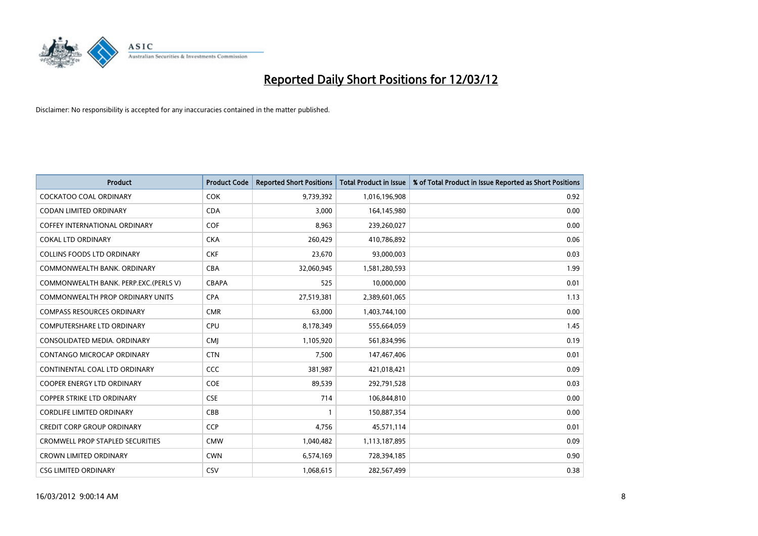# Reported Daily Short Positions for 12/03/12

Disclaimer: No responsibility is accepted for any inaccuracies contained in the matter published.

| Product | Product Code | Reported Short Positions | Total Product in Issue | % of Total Product in Issue Reported as Short Positions |
|---|---|---|---|---|
| COCKATOO COAL ORDINARY | COK | 9,739,392 | 1,016,196,908 | 0.92 |
| CODAN LIMITED ORDINARY | CDA | 3,000 | 164,145,980 | 0.00 |
| COFFEY INTERNATIONAL ORDINARY | COF | 8,963 | 239,260,027 | 0.00 |
| COKAL LTD ORDINARY | CKA | 260,429 | 410,786,892 | 0.06 |
| COLLINS FOODS LTD ORDINARY | CKF | 23,670 | 93,000,003 | 0.03 |
| COMMONWEALTH BANK. ORDINARY | CBA | 32,060,945 | 1,581,280,593 | 1.99 |
| COMMONWEALTH BANK. PERP.EXC.(PERLS V) | CBAPA | 525 | 10,000,000 | 0.01 |
| COMMONWEALTH PROP ORDINARY UNITS | CPA | 27,519,381 | 2,389,601,065 | 1.13 |
| COMPASS RESOURCES ORDINARY | CMR | 63,000 | 1,403,744,100 | 0.00 |
| COMPUTERSHARE LTD ORDINARY | CPU | 8,178,349 | 555,664,059 | 1.45 |
| CONSOLIDATED MEDIA. ORDINARY | CMJ | 1,105,920 | 561,834,996 | 0.19 |
| CONTANGO MICROCAP ORDINARY | CTN | 7,500 | 147,467,406 | 0.01 |
| CONTINENTAL COAL LTD ORDINARY | CCC | 381,987 | 421,018,421 | 0.09 |
| COOPER ENERGY LTD ORDINARY | COE | 89,539 | 292,791,528 | 0.03 |
| COPPER STRIKE LTD ORDINARY | CSE | 714 | 106,844,810 | 0.00 |
| CORDLIFE LIMITED ORDINARY | CBB | 1 | 150,887,354 | 0.00 |
| CREDIT CORP GROUP ORDINARY | CCP | 4,756 | 45,571,114 | 0.01 |
| CROMWELL PROP STAPLED SECURITIES | CMW | 1,040,482 | 1,113,187,895 | 0.09 |
| CROWN LIMITED ORDINARY | CWN | 6,574,169 | 728,394,185 | 0.90 |
| CSG LIMITED ORDINARY | CSV | 1,068,615 | 282,567,499 | 0.38 |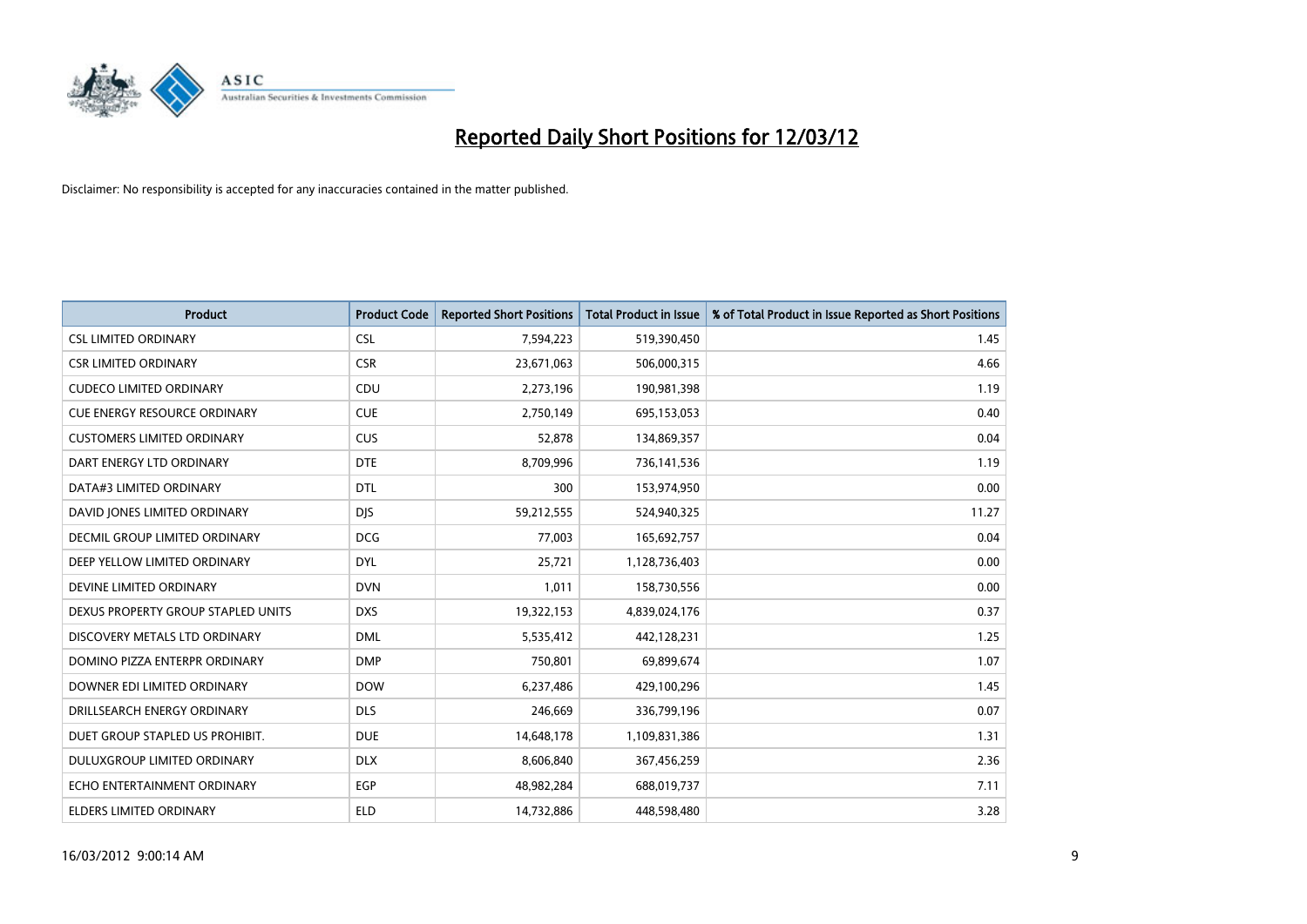# Reported Daily Short Positions for 12/03/12

Disclaimer: No responsibility is accepted for any inaccuracies contained in the matter published.

| Product | Product Code | Reported Short Positions | Total Product in Issue | % of Total Product in Issue Reported as Short Positions |
|---|---|---|---|---|
| CSL LIMITED ORDINARY | CSL | 7,594,223 | 519,390,450 | 1.45 |
| CSR LIMITED ORDINARY | CSR | 23,671,063 | 506,000,315 | 4.66 |
| CUDECO LIMITED ORDINARY | CDU | 2,273,196 | 190,981,398 | 1.19 |
| CUE ENERGY RESOURCE ORDINARY | CUE | 2,750,149 | 695,153,053 | 0.40 |
| CUSTOMERS LIMITED ORDINARY | CUS | 52,878 | 134,869,357 | 0.04 |
| DART ENERGY LTD ORDINARY | DTE | 8,709,996 | 736,141,536 | 1.19 |
| DATA#3 LIMITED ORDINARY | DTL | 300 | 153,974,950 | 0.00 |
| DAVID JONES LIMITED ORDINARY | DJS | 59,212,555 | 524,940,325 | 11.27 |
| DECMIL GROUP LIMITED ORDINARY | DCG | 77,003 | 165,692,757 | 0.04 |
| DEEP YELLOW LIMITED ORDINARY | DYL | 25,721 | 1,128,736,403 | 0.00 |
| DEVINE LIMITED ORDINARY | DVN | 1,011 | 158,730,556 | 0.00 |
| DEXUS PROPERTY GROUP STAPLED UNITS | DXS | 19,322,153 | 4,839,024,176 | 0.37 |
| DISCOVERY METALS LTD ORDINARY | DML | 5,535,412 | 442,128,231 | 1.25 |
| DOMINO PIZZA ENTERPR ORDINARY | DMP | 750,801 | 69,899,674 | 1.07 |
| DOWNER EDI LIMITED ORDINARY | DOW | 6,237,486 | 429,100,296 | 1.45 |
| DRILLSEARCH ENERGY ORDINARY | DLS | 246,669 | 336,799,196 | 0.07 |
| DUET GROUP STAPLED US PROHIBIT. | DUE | 14,648,178 | 1,109,831,386 | 1.31 |
| DULUXGROUP LIMITED ORDINARY | DLX | 8,606,840 | 367,456,259 | 2.36 |
| ECHO ENTERTAINMENT ORDINARY | EGP | 48,982,284 | 688,019,737 | 7.11 |
| ELDERS LIMITED ORDINARY | ELD | 14,732,886 | 448,598,480 | 3.28 |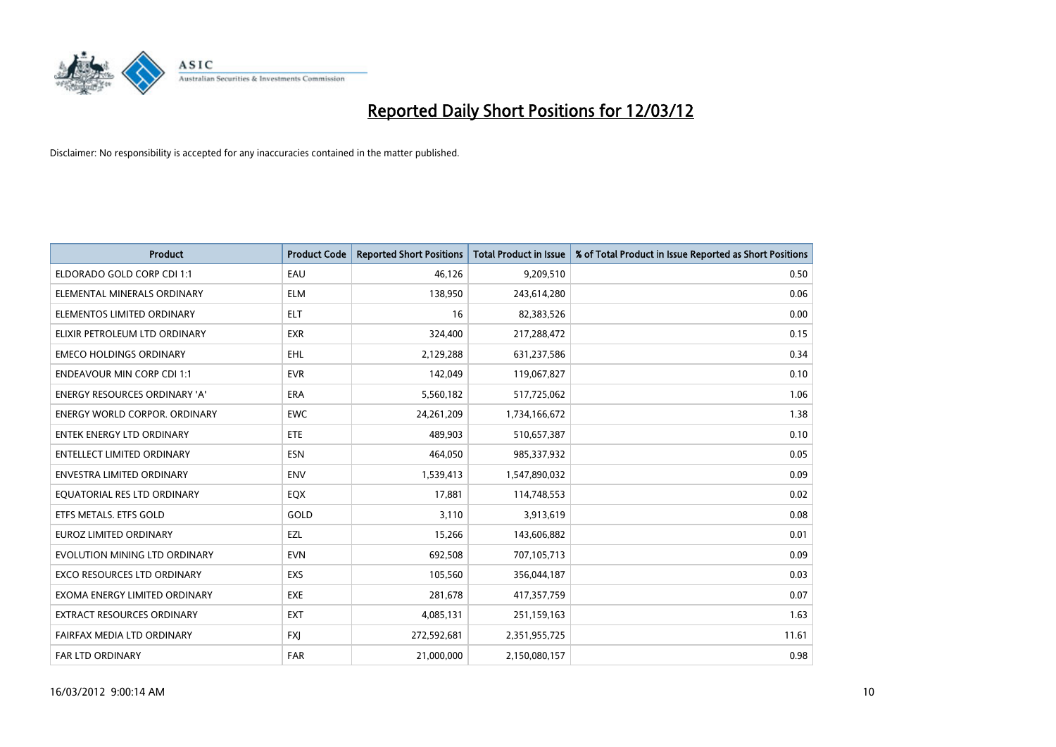# Reported Daily Short Positions for 12/03/12

Disclaimer: No responsibility is accepted for any inaccuracies contained in the matter published.

| Product | Product Code | Reported Short Positions | Total Product in Issue | % of Total Product in Issue Reported as Short Positions |
|---|---|---|---|---|
| ELDORADO GOLD CORP CDI 1:1 | EAU | 46,126 | 9,209,510 | 0.50 |
| ELEMENTAL MINERALS ORDINARY | ELM | 138,950 | 243,614,280 | 0.06 |
| ELEMENTOS LIMITED ORDINARY | ELT | 16 | 82,383,526 | 0.00 |
| ELIXIR PETROLEUM LTD ORDINARY | EXR | 324,400 | 217,288,472 | 0.15 |
| EMECO HOLDINGS ORDINARY | EHL | 2,129,288 | 631,237,586 | 0.34 |
| ENDEAVOUR MIN CORP CDI 1:1 | EVR | 142,049 | 119,067,827 | 0.10 |
| ENERGY RESOURCES ORDINARY 'A' | ERA | 5,560,182 | 517,725,062 | 1.06 |
| ENERGY WORLD CORPOR. ORDINARY | EWC | 24,261,209 | 1,734,166,672 | 1.38 |
| ENTEK ENERGY LTD ORDINARY | ETE | 489,903 | 510,657,387 | 0.10 |
| ENTELLECT LIMITED ORDINARY | ESN | 464,050 | 985,337,932 | 0.05 |
| ENVESTRA LIMITED ORDINARY | ENV | 1,539,413 | 1,547,890,032 | 0.09 |
| EQUATORIAL RES LTD ORDINARY | EQX | 17,881 | 114,748,553 | 0.02 |
| ETFS METALS. ETFS GOLD | GOLD | 3,110 | 3,913,619 | 0.08 |
| EUROZ LIMITED ORDINARY | EZL | 15,266 | 143,606,882 | 0.01 |
| EVOLUTION MINING LTD ORDINARY | EVN | 692,508 | 707,105,713 | 0.09 |
| EXCO RESOURCES LTD ORDINARY | EXS | 105,560 | 356,044,187 | 0.03 |
| EXOMA ENERGY LIMITED ORDINARY | EXE | 281,678 | 417,357,759 | 0.07 |
| EXTRACT RESOURCES ORDINARY | EXT | 4,085,131 | 251,159,163 | 1.63 |
| FAIRFAX MEDIA LTD ORDINARY | FXJ | 272,592,681 | 2,351,955,725 | 11.61 |
| FAR LTD ORDINARY | FAR | 21,000,000 | 2,150,080,157 | 0.98 |

16/03/2012 9:00:14 AM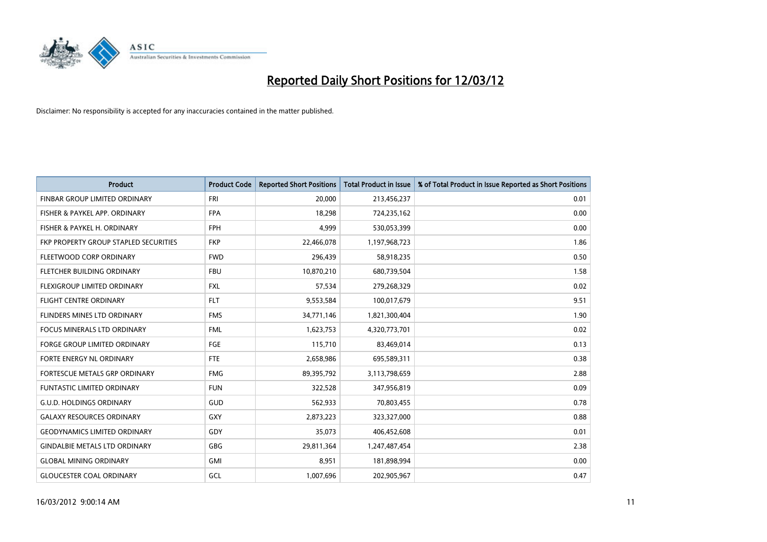# Reported Daily Short Positions for 12/03/12

Disclaimer: No responsibility is accepted for any inaccuracies contained in the matter published.

| Product | Product Code | Reported Short Positions | Total Product in Issue | % of Total Product in Issue Reported as Short Positions |
|---|---|---|---|---|
| FINBAR GROUP LIMITED ORDINARY | FRI | 20,000 | 213,456,237 | 0.01 |
| FISHER & PAYKEL APP. ORDINARY | FPA | 18,298 | 724,235,162 | 0.00 |
| FISHER & PAYKEL H. ORDINARY | FPH | 4,999 | 530,053,399 | 0.00 |
| FKP PROPERTY GROUP STAPLED SECURITIES | FKP | 22,466,078 | 1,197,968,723 | 1.86 |
| FLEETWOOD CORP ORDINARY | FWD | 296,439 | 58,918,235 | 0.50 |
| FLETCHER BUILDING ORDINARY | FBU | 10,870,210 | 680,739,504 | 1.58 |
| FLEXIGROUP LIMITED ORDINARY | FXL | 57,534 | 279,268,329 | 0.02 |
| FLIGHT CENTRE ORDINARY | FLT | 9,553,584 | 100,017,679 | 9.51 |
| FLINDERS MINES LTD ORDINARY | FMS | 34,771,146 | 1,821,300,404 | 1.90 |
| FOCUS MINERALS LTD ORDINARY | FML | 1,623,753 | 4,320,773,701 | 0.02 |
| FORGE GROUP LIMITED ORDINARY | FGE | 115,710 | 83,469,014 | 0.13 |
| FORTE ENERGY NL ORDINARY | FTE | 2,658,986 | 695,589,311 | 0.38 |
| FORTESCUE METALS GRP ORDINARY | FMG | 89,395,792 | 3,113,798,659 | 2.88 |
| FUNTASTIC LIMITED ORDINARY | FUN | 322,528 | 347,956,819 | 0.09 |
| G.U.D. HOLDINGS ORDINARY | GUD | 562,933 | 70,803,455 | 0.78 |
| GALAXY RESOURCES ORDINARY | GXY | 2,873,223 | 323,327,000 | 0.88 |
| GEODYNAMICS LIMITED ORDINARY | GDY | 35,073 | 406,452,608 | 0.01 |
| GINDALBIE METALS LTD ORDINARY | GBG | 29,811,364 | 1,247,487,454 | 2.38 |
| GLOBAL MINING ORDINARY | GMI | 8,951 | 181,898,994 | 0.00 |
| GLOUCESTER COAL ORDINARY | GCL | 1,007,696 | 202,905,967 | 0.47 |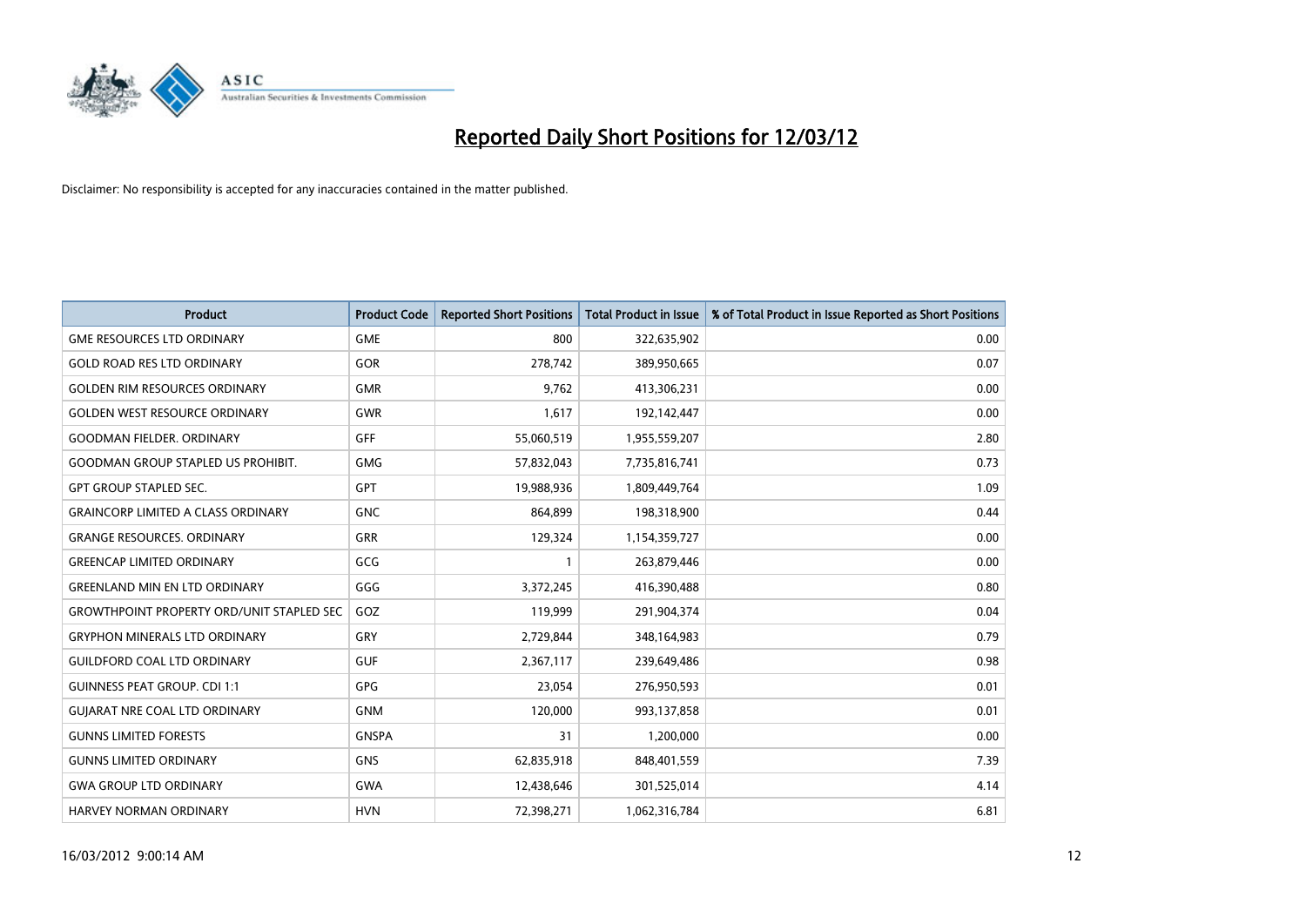# Reported Daily Short Positions for 12/03/12

Disclaimer: No responsibility is accepted for any inaccuracies contained in the matter published.

| Product | Product Code | Reported Short Positions | Total Product in Issue | % of Total Product in Issue Reported as Short Positions |
|---|---|---|---|---|
| GME RESOURCES LTD ORDINARY | GME | 800 | 322,635,902 | 0.00 |
| GOLD ROAD RES LTD ORDINARY | GOR | 278,742 | 389,950,665 | 0.07 |
| GOLDEN RIM RESOURCES ORDINARY | GMR | 9,762 | 413,306,231 | 0.00 |
| GOLDEN WEST RESOURCE ORDINARY | GWR | 1,617 | 192,142,447 | 0.00 |
| GOODMAN FIELDER. ORDINARY | GFF | 55,060,519 | 1,955,559,207 | 2.80 |
| GOODMAN GROUP STAPLED US PROHIBIT. | GMG | 57,832,043 | 7,735,816,741 | 0.73 |
| GPT GROUP STAPLED SEC. | GPT | 19,988,936 | 1,809,449,764 | 1.09 |
| GRAINCORP LIMITED A CLASS ORDINARY | GNC | 864,899 | 198,318,900 | 0.44 |
| GRANGE RESOURCES. ORDINARY | GRR | 129,324 | 1,154,359,727 | 0.00 |
| GREENCAP LIMITED ORDINARY | GCG | 1 | 263,879,446 | 0.00 |
| GREENLAND MIN EN LTD ORDINARY | GGG | 3,372,245 | 416,390,488 | 0.80 |
| GROWTHPOINT PROPERTY ORD/UNIT STAPLED SEC | GOZ | 119,999 | 291,904,374 | 0.04 |
| GRYPHON MINERALS LTD ORDINARY | GRY | 2,729,844 | 348,164,983 | 0.79 |
| GUILDFORD COAL LTD ORDINARY | GUF | 2,367,117 | 239,649,486 | 0.98 |
| GUINNESS PEAT GROUP. CDI 1:1 | GPG | 23,054 | 276,950,593 | 0.01 |
| GUJARAT NRE COAL LTD ORDINARY | GNM | 120,000 | 993,137,858 | 0.01 |
| GUNNS LIMITED FORESTS | GNSPA | 31 | 1,200,000 | 0.00 |
| GUNNS LIMITED ORDINARY | GNS | 62,835,918 | 848,401,559 | 7.39 |
| GWA GROUP LTD ORDINARY | GWA | 12,438,646 | 301,525,014 | 4.14 |
| HARVEY NORMAN ORDINARY | HVN | 72,398,271 | 1,062,316,784 | 6.81 |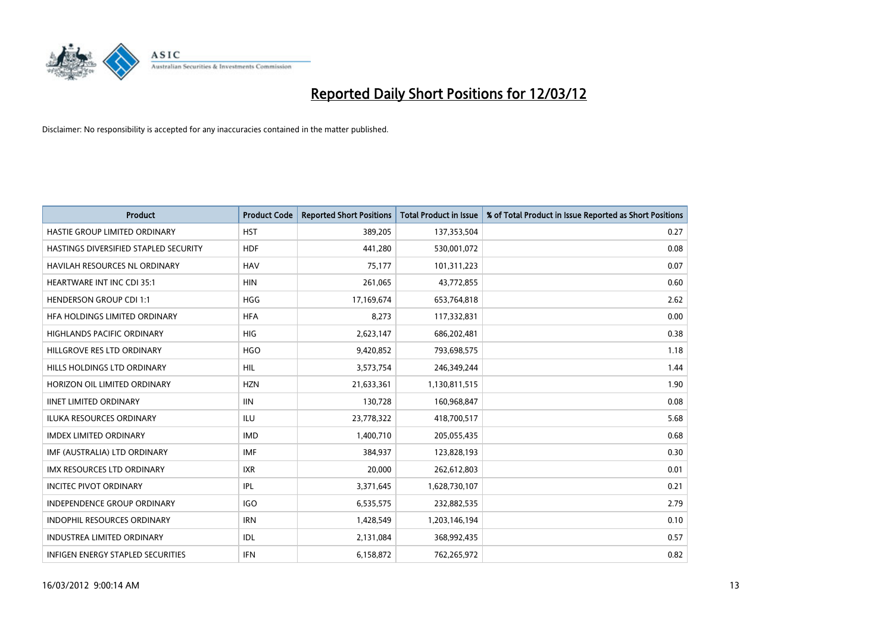# Reported Daily Short Positions for 12/03/12

Disclaimer: No responsibility is accepted for any inaccuracies contained in the matter published.

| Product | Product Code | Reported Short Positions | Total Product in Issue | % of Total Product in Issue Reported as Short Positions |
|---|---|---|---|---|
| HASTIE GROUP LIMITED ORDINARY | HST | 389,205 | 137,353,504 | 0.27 |
| HASTINGS DIVERSIFIED STAPLED SECURITY | HDF | 441,280 | 530,001,072 | 0.08 |
| HAVILAH RESOURCES NL ORDINARY | HAV | 75,177 | 101,311,223 | 0.07 |
| HEARTWARE INT INC CDI 35:1 | HIN | 261,065 | 43,772,855 | 0.60 |
| HENDERSON GROUP CDI 1:1 | HGG | 17,169,674 | 653,764,818 | 2.62 |
| HFA HOLDINGS LIMITED ORDINARY | HFA | 8,273 | 117,332,831 | 0.00 |
| HIGHLANDS PACIFIC ORDINARY | HIG | 2,623,147 | 686,202,481 | 0.38 |
| HILLGROVE RES LTD ORDINARY | HGO | 9,420,852 | 793,698,575 | 1.18 |
| HILLS HOLDINGS LTD ORDINARY | HIL | 3,573,754 | 246,349,244 | 1.44 |
| HORIZON OIL LIMITED ORDINARY | HZN | 21,633,361 | 1,130,811,515 | 1.90 |
| IINET LIMITED ORDINARY | IIN | 130,728 | 160,968,847 | 0.08 |
| ILUKA RESOURCES ORDINARY | ILU | 23,778,322 | 418,700,517 | 5.68 |
| IMDEX LIMITED ORDINARY | IMD | 1,400,710 | 205,055,435 | 0.68 |
| IMF (AUSTRALIA) LTD ORDINARY | IMF | 384,937 | 123,828,193 | 0.30 |
| IMX RESOURCES LTD ORDINARY | IXR | 20,000 | 262,612,803 | 0.01 |
| INCITEC PIVOT ORDINARY | IPL | 3,371,645 | 1,628,730,107 | 0.21 |
| INDEPENDENCE GROUP ORDINARY | IGO | 6,535,575 | 232,882,535 | 2.79 |
| INDOPHIL RESOURCES ORDINARY | IRN | 1,428,549 | 1,203,146,194 | 0.10 |
| INDUSTREA LIMITED ORDINARY | IDL | 2,131,084 | 368,992,435 | 0.57 |
| INFIGEN ENERGY STAPLED SECURITIES | IFN | 6,158,872 | 762,265,972 | 0.82 |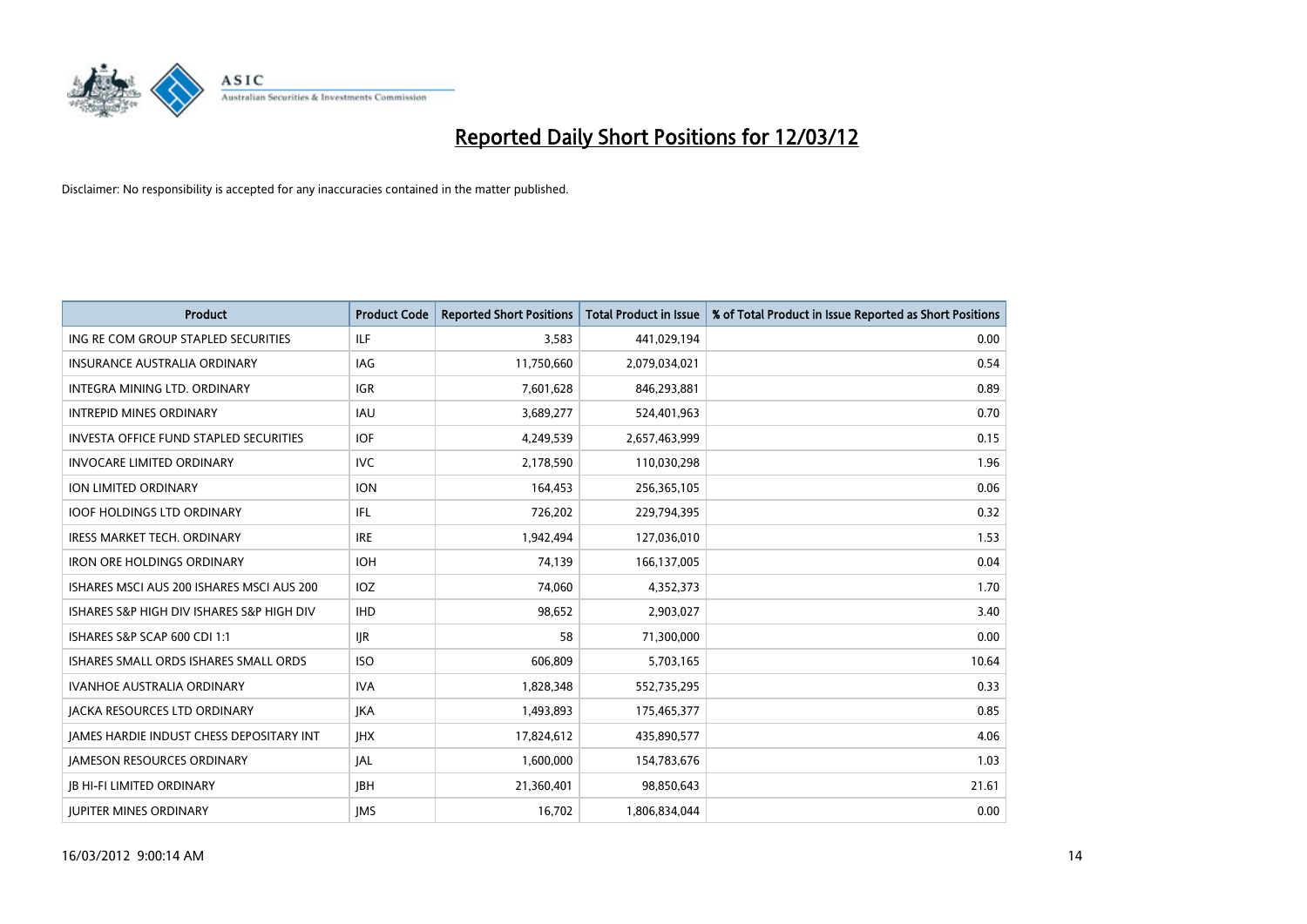# Reported Daily Short Positions for 12/03/12

Disclaimer: No responsibility is accepted for any inaccuracies contained in the matter published.

| Product | Product Code | Reported Short Positions | Total Product in Issue | % of Total Product in Issue Reported as Short Positions |
|---|---|---|---|---|
| ING RE COM GROUP STAPLED SECURITIES | ILF | 3,583 | 441,029,194 | 0.00 |
| INSURANCE AUSTRALIA ORDINARY | IAG | 11,750,660 | 2,079,034,021 | 0.54 |
| INTEGRA MINING LTD. ORDINARY | IGR | 7,601,628 | 846,293,881 | 0.89 |
| INTREPID MINES ORDINARY | IAU | 3,689,277 | 524,401,963 | 0.70 |
| INVESTA OFFICE FUND STAPLED SECURITIES | IOF | 4,249,539 | 2,657,463,999 | 0.15 |
| INVOCARE LIMITED ORDINARY | IVC | 2,178,590 | 110,030,298 | 1.96 |
| ION LIMITED ORDINARY | ION | 164,453 | 256,365,105 | 0.06 |
| IOOF HOLDINGS LTD ORDINARY | IFL | 726,202 | 229,794,395 | 0.32 |
| IRESS MARKET TECH. ORDINARY | IRE | 1,942,494 | 127,036,010 | 1.53 |
| IRON ORE HOLDINGS ORDINARY | IOH | 74,139 | 166,137,005 | 0.04 |
| ISHARES MSCI AUS 200 ISHARES MSCI AUS 200 | IOZ | 74,060 | 4,352,373 | 1.70 |
| ISHARES S&P HIGH DIV ISHARES S&P HIGH DIV | IHD | 98,652 | 2,903,027 | 3.40 |
| ISHARES S&P SCAP 600 CDI 1:1 | IJR | 58 | 71,300,000 | 0.00 |
| ISHARES SMALL ORDS ISHARES SMALL ORDS | ISO | 606,809 | 5,703,165 | 10.64 |
| IVANHOE AUSTRALIA ORDINARY | IVA | 1,828,348 | 552,735,295 | 0.33 |
| JACKA RESOURCES LTD ORDINARY | JKA | 1,493,893 | 175,465,377 | 0.85 |
| JAMES HARDIE INDUST CHESS DEPOSITARY INT | JHX | 17,824,612 | 435,890,577 | 4.06 |
| JAMESON RESOURCES ORDINARY | JAL | 1,600,000 | 154,783,676 | 1.03 |
| JB HI-FI LIMITED ORDINARY | JBH | 21,360,401 | 98,850,643 | 21.61 |
| JUPITER MINES ORDINARY | JMS | 16,702 | 1,806,834,044 | 0.00 |

16/03/2012 9:00:14 AM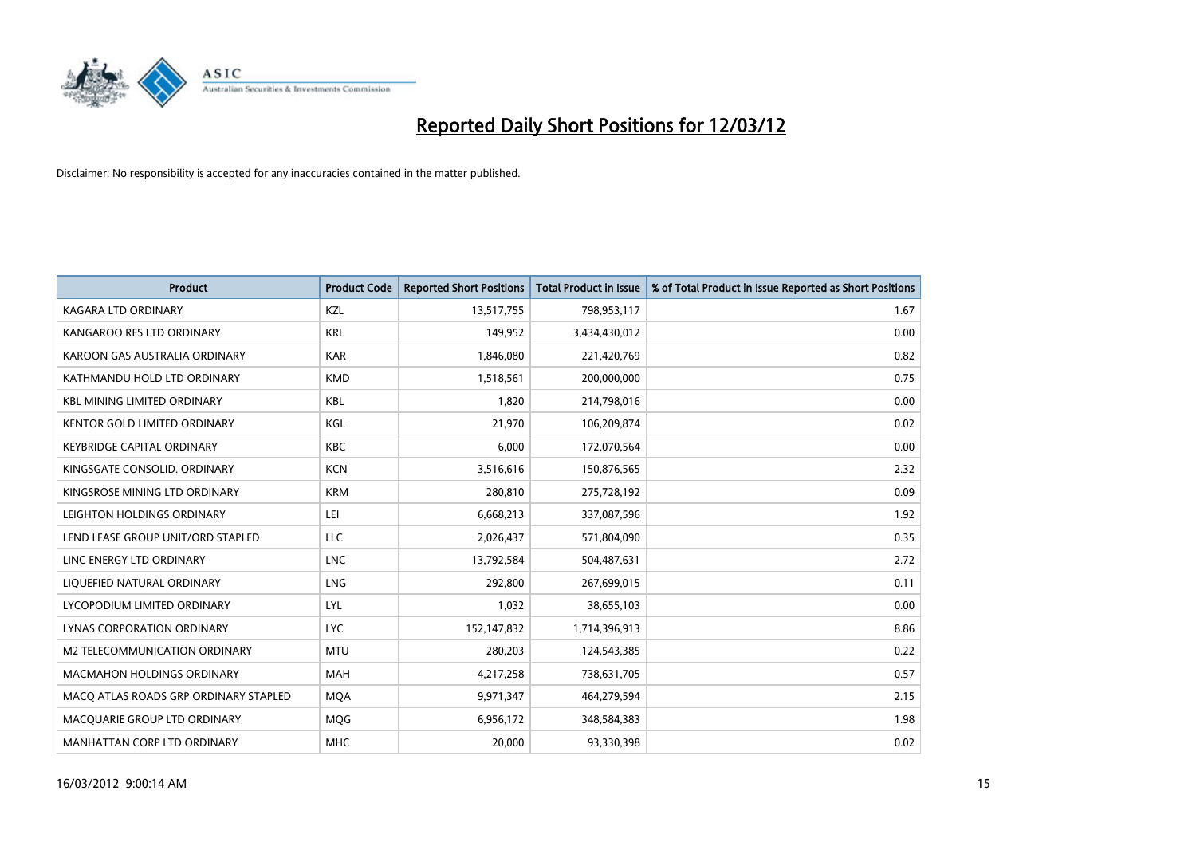# Reported Daily Short Positions for 12/03/12

Disclaimer: No responsibility is accepted for any inaccuracies contained in the matter published.

| Product | Product Code | Reported Short Positions | Total Product in Issue | % of Total Product in Issue Reported as Short Positions |
|---|---|---|---|---|
| KAGARA LTD ORDINARY | KZL | 13,517,755 | 798,953,117 | 1.67 |
| KANGAROO RES LTD ORDINARY | KRL | 149,952 | 3,434,430,012 | 0.00 |
| KAROON GAS AUSTRALIA ORDINARY | KAR | 1,846,080 | 221,420,769 | 0.82 |
| KATHMANDU HOLD LTD ORDINARY | KMD | 1,518,561 | 200,000,000 | 0.75 |
| KBL MINING LIMITED ORDINARY | KBL | 1,820 | 214,798,016 | 0.00 |
| KENTOR GOLD LIMITED ORDINARY | KGL | 21,970 | 106,209,874 | 0.02 |
| KEYBRIDGE CAPITAL ORDINARY | KBC | 6,000 | 172,070,564 | 0.00 |
| KINGSGATE CONSOLID. ORDINARY | KCN | 3,516,616 | 150,876,565 | 2.32 |
| KINGSROSE MINING LTD ORDINARY | KRM | 280,810 | 275,728,192 | 0.09 |
| LEIGHTON HOLDINGS ORDINARY | LEI | 6,668,213 | 337,087,596 | 1.92 |
| LEND LEASE GROUP UNIT/ORD STAPLED | LLC | 2,026,437 | 571,804,090 | 0.35 |
| LINC ENERGY LTD ORDINARY | LNC | 13,792,584 | 504,487,631 | 2.72 |
| LIQUEFIED NATURAL ORDINARY | LNG | 292,800 | 267,699,015 | 0.11 |
| LYCOPODIUM LIMITED ORDINARY | LYL | 1,032 | 38,655,103 | 0.00 |
| LYNAS CORPORATION ORDINARY | LYC | 152,147,832 | 1,714,396,913 | 8.86 |
| M2 TELECOMMUNICATION ORDINARY | MTU | 280,203 | 124,543,385 | 0.22 |
| MACMAHON HOLDINGS ORDINARY | MAH | 4,217,258 | 738,631,705 | 0.57 |
| MACQ ATLAS ROADS GRP ORDINARY STAPLED | MQA | 9,971,347 | 464,279,594 | 2.15 |
| MACQUARIE GROUP LTD ORDINARY | MQG | 6,956,172 | 348,584,383 | 1.98 |
| MANHATTAN CORP LTD ORDINARY | MHC | 20,000 | 93,330,398 | 0.02 |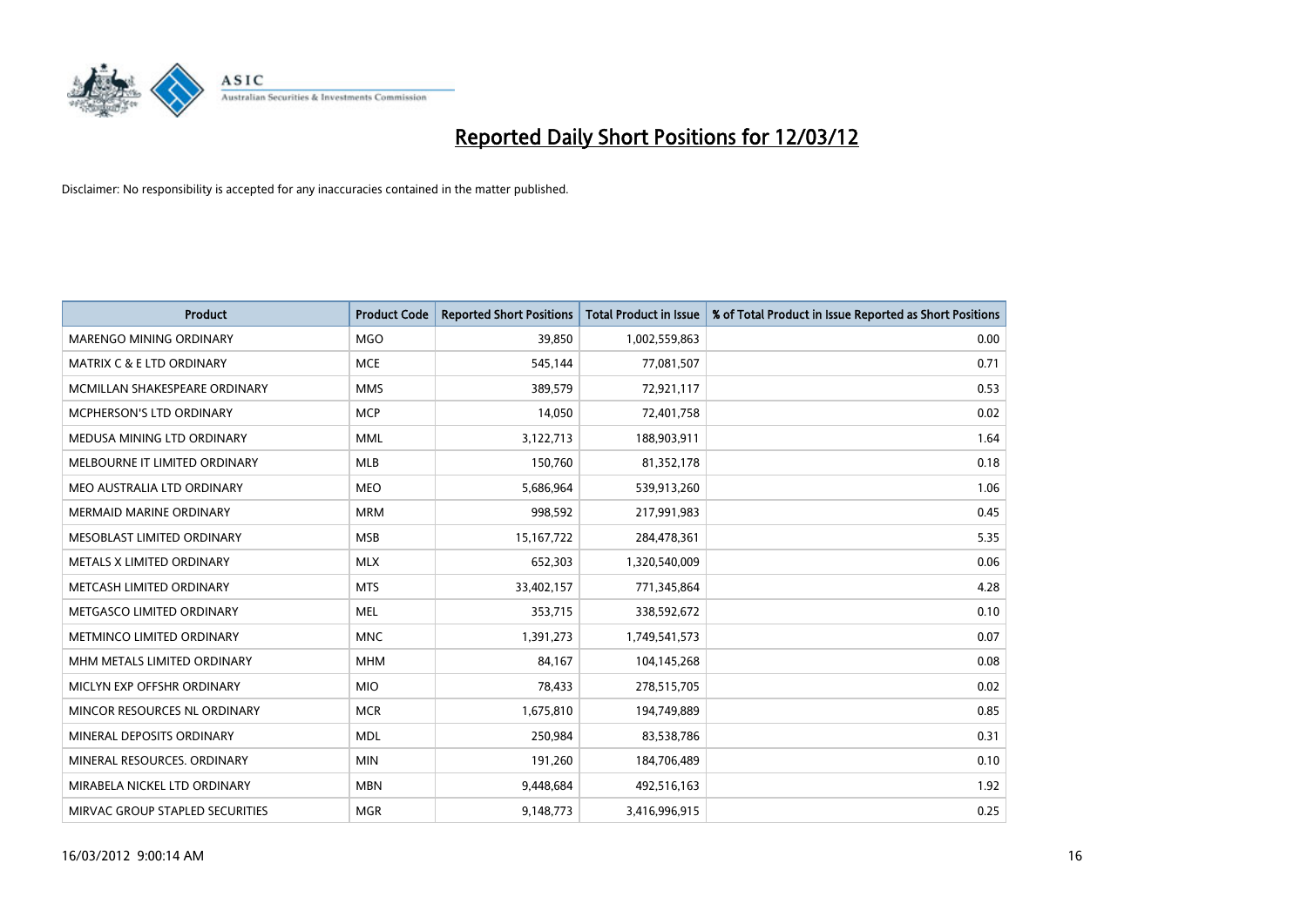# Reported Daily Short Positions for 12/03/12

Disclaimer: No responsibility is accepted for any inaccuracies contained in the matter published.

| Product | Product Code | Reported Short Positions | Total Product in Issue | % of Total Product in Issue Reported as Short Positions |
|---|---|---|---|---|
| MARENGO MINING ORDINARY | MGO | 39,850 | 1,002,559,863 | 0.00 |
| MATRIX C & E LTD ORDINARY | MCE | 545,144 | 77,081,507 | 0.71 |
| MCMILLAN SHAKESPEARE ORDINARY | MMS | 389,579 | 72,921,117 | 0.53 |
| MCPHERSON'S LTD ORDINARY | MCP | 14,050 | 72,401,758 | 0.02 |
| MEDUSA MINING LTD ORDINARY | MML | 3,122,713 | 188,903,911 | 1.64 |
| MELBOURNE IT LIMITED ORDINARY | MLB | 150,760 | 81,352,178 | 0.18 |
| MEO AUSTRALIA LTD ORDINARY | MEO | 5,686,964 | 539,913,260 | 1.06 |
| MERMAID MARINE ORDINARY | MRM | 998,592 | 217,991,983 | 0.45 |
| MESOBLAST LIMITED ORDINARY | MSB | 15,167,722 | 284,478,361 | 5.35 |
| METALS X LIMITED ORDINARY | MLX | 652,303 | 1,320,540,009 | 0.06 |
| METCASH LIMITED ORDINARY | MTS | 33,402,157 | 771,345,864 | 4.28 |
| METGASCO LIMITED ORDINARY | MEL | 353,715 | 338,592,672 | 0.10 |
| METMINCO LIMITED ORDINARY | MNC | 1,391,273 | 1,749,541,573 | 0.07 |
| MHM METALS LIMITED ORDINARY | MHM | 84,167 | 104,145,268 | 0.08 |
| MICLYN EXP OFFSHR ORDINARY | MIO | 78,433 | 278,515,705 | 0.02 |
| MINCOR RESOURCES NL ORDINARY | MCR | 1,675,810 | 194,749,889 | 0.85 |
| MINERAL DEPOSITS ORDINARY | MDL | 250,984 | 83,538,786 | 0.31 |
| MINERAL RESOURCES. ORDINARY | MIN | 191,260 | 184,706,489 | 0.10 |
| MIRABELA NICKEL LTD ORDINARY | MBN | 9,448,684 | 492,516,163 | 1.92 |
| MIRVAC GROUP STAPLED SECURITIES | MGR | 9,148,773 | 3,416,996,915 | 0.25 |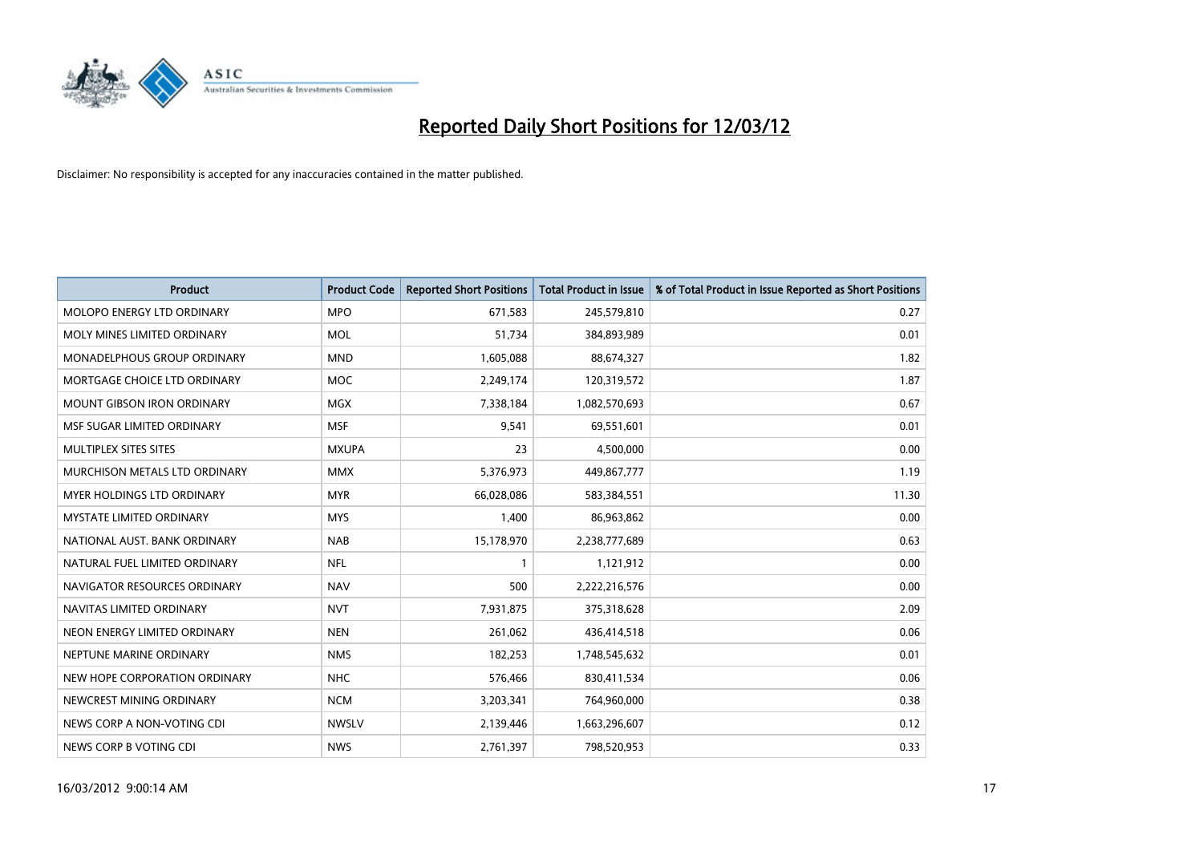# Reported Daily Short Positions for 12/03/12

Disclaimer: No responsibility is accepted for any inaccuracies contained in the matter published.

| Product | Product Code | Reported Short Positions | Total Product in Issue | % of Total Product in Issue Reported as Short Positions |
| --- | --- | --- | --- | --- |
| MOLOPO ENERGY LTD ORDINARY | MPO | 671,583 | 245,579,810 | 0.27 |
| MOLY MINES LIMITED ORDINARY | MOL | 51,734 | 384,893,989 | 0.01 |
| MONADELPHOUS GROUP ORDINARY | MND | 1,605,088 | 88,674,327 | 1.82 |
| MORTGAGE CHOICE LTD ORDINARY | MOC | 2,249,174 | 120,319,572 | 1.87 |
| MOUNT GIBSON IRON ORDINARY | MGX | 7,338,184 | 1,082,570,693 | 0.67 |
| MSF SUGAR LIMITED ORDINARY | MSF | 9,541 | 69,551,601 | 0.01 |
| MULTIPLEX SITES SITES | MXUPA | 23 | 4,500,000 | 0.00 |
| MURCHISON METALS LTD ORDINARY | MMX | 5,376,973 | 449,867,777 | 1.19 |
| MYER HOLDINGS LTD ORDINARY | MYR | 66,028,086 | 583,384,551 | 11.30 |
| MYSTATE LIMITED ORDINARY | MYS | 1,400 | 86,963,862 | 0.00 |
| NATIONAL AUST. BANK ORDINARY | NAB | 15,178,970 | 2,238,777,689 | 0.63 |
| NATURAL FUEL LIMITED ORDINARY | NFL | 1 | 1,121,912 | 0.00 |
| NAVIGATOR RESOURCES ORDINARY | NAV | 500 | 2,222,216,576 | 0.00 |
| NAVITAS LIMITED ORDINARY | NVT | 7,931,875 | 375,318,628 | 2.09 |
| NEON ENERGY LIMITED ORDINARY | NEN | 261,062 | 436,414,518 | 0.06 |
| NEPTUNE MARINE ORDINARY | NMS | 182,253 | 1,748,545,632 | 0.01 |
| NEW HOPE CORPORATION ORDINARY | NHC | 576,466 | 830,411,534 | 0.06 |
| NEWCREST MINING ORDINARY | NCM | 3,203,341 | 764,960,000 | 0.38 |
| NEWS CORP A NON-VOTING CDI | NWSLV | 2,139,446 | 1,663,296,607 | 0.12 |
| NEWS CORP B VOTING CDI | NWS | 2,761,397 | 798,520,953 | 0.33 |

16/03/2012 9:00:14 AM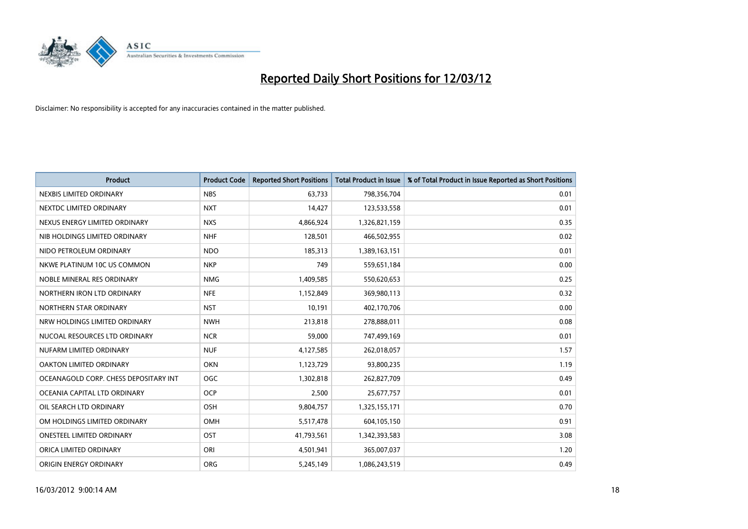# Reported Daily Short Positions for 12/03/12

Disclaimer: No responsibility is accepted for any inaccuracies contained in the matter published.

| Product | Product Code | Reported Short Positions | Total Product in Issue | % of Total Product in Issue Reported as Short Positions |
|---|---|---|---|---|
| NEXBIS LIMITED ORDINARY | NBS | 63,733 | 798,356,704 | 0.01 |
| NEXTDC LIMITED ORDINARY | NXT | 14,427 | 123,533,558 | 0.01 |
| NEXUS ENERGY LIMITED ORDINARY | NXS | 4,866,924 | 1,326,821,159 | 0.35 |
| NIB HOLDINGS LIMITED ORDINARY | NHF | 128,501 | 466,502,955 | 0.02 |
| NIDO PETROLEUM ORDINARY | NDO | 185,313 | 1,389,163,151 | 0.01 |
| NKWE PLATINUM 10C US COMMON | NKP | 749 | 559,651,184 | 0.00 |
| NOBLE MINERAL RES ORDINARY | NMG | 1,409,585 | 550,620,653 | 0.25 |
| NORTHERN IRON LTD ORDINARY | NFE | 1,152,849 | 369,980,113 | 0.32 |
| NORTHERN STAR ORDINARY | NST | 10,191 | 402,170,706 | 0.00 |
| NRW HOLDINGS LIMITED ORDINARY | NWH | 213,818 | 278,888,011 | 0.08 |
| NUCOAL RESOURCES LTD ORDINARY | NCR | 59,000 | 747,499,169 | 0.01 |
| NUFARM LIMITED ORDINARY | NUF | 4,127,585 | 262,018,057 | 1.57 |
| OAKTON LIMITED ORDINARY | OKN | 1,123,729 | 93,800,235 | 1.19 |
| OCEANAGOLD CORP. CHESS DEPOSITARY INT | OGC | 1,302,818 | 262,827,709 | 0.49 |
| OCEANIA CAPITAL LTD ORDINARY | OCP | 2,500 | 25,677,757 | 0.01 |
| OIL SEARCH LTD ORDINARY | OSH | 9,804,757 | 1,325,155,171 | 0.70 |
| OM HOLDINGS LIMITED ORDINARY | OMH | 5,517,478 | 604,105,150 | 0.91 |
| ONESTEEL LIMITED ORDINARY | OST | 41,793,561 | 1,342,393,583 | 3.08 |
| ORICA LIMITED ORDINARY | ORI | 4,501,941 | 365,007,037 | 1.20 |
| ORIGIN ENERGY ORDINARY | ORG | 5,245,149 | 1,086,243,519 | 0.49 |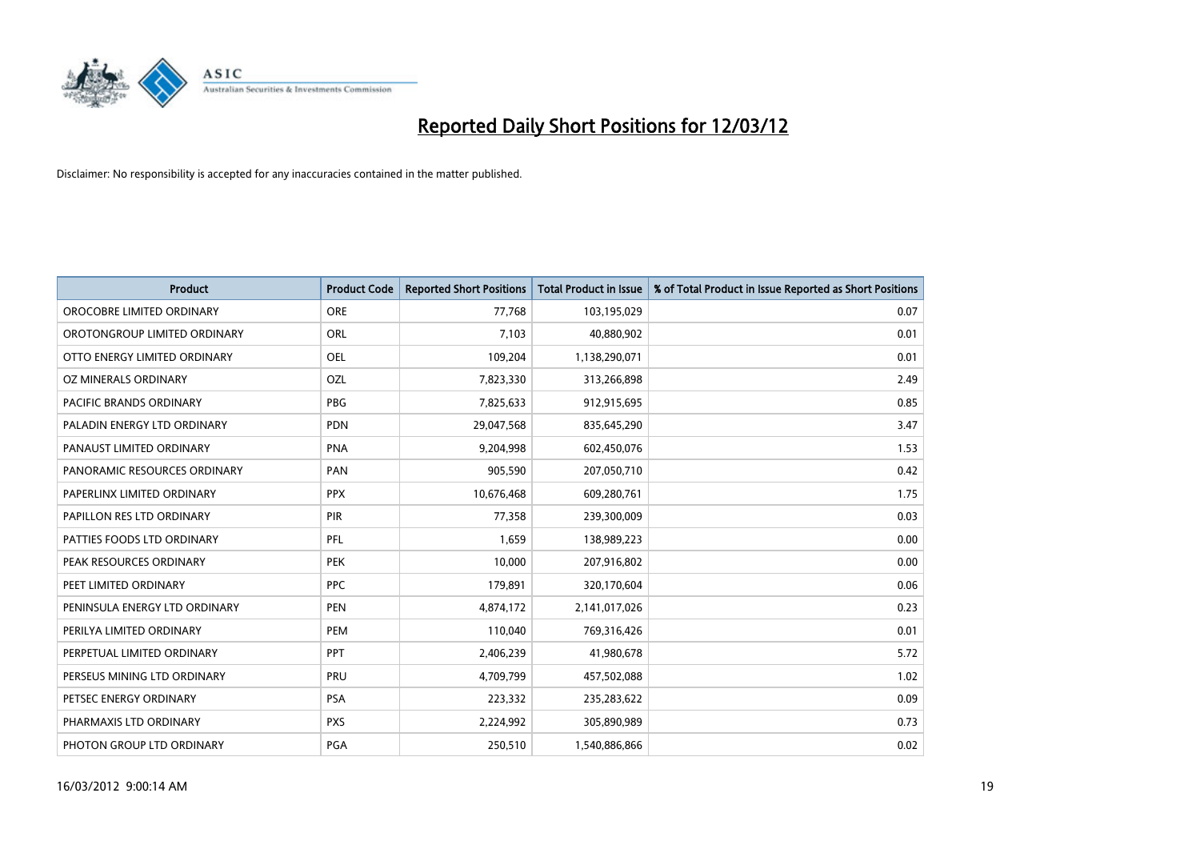# Reported Daily Short Positions for 12/03/12

Disclaimer: No responsibility is accepted for any inaccuracies contained in the matter published.

| Product | Product Code | Reported Short Positions | Total Product in Issue | % of Total Product in Issue Reported as Short Positions |
|---|---|---|---|---|
| OROCOBRE LIMITED ORDINARY | ORE | 77,768 | 103,195,029 | 0.07 |
| OROTONGROUP LIMITED ORDINARY | ORL | 7,103 | 40,880,902 | 0.01 |
| OTTO ENERGY LIMITED ORDINARY | OEL | 109,204 | 1,138,290,071 | 0.01 |
| OZ MINERALS ORDINARY | OZL | 7,823,330 | 313,266,898 | 2.49 |
| PACIFIC BRANDS ORDINARY | PBG | 7,825,633 | 912,915,695 | 0.85 |
| PALADIN ENERGY LTD ORDINARY | PDN | 29,047,568 | 835,645,290 | 3.47 |
| PANAUST LIMITED ORDINARY | PNA | 9,204,998 | 602,450,076 | 1.53 |
| PANORAMIC RESOURCES ORDINARY | PAN | 905,590 | 207,050,710 | 0.42 |
| PAPERLINX LIMITED ORDINARY | PPX | 10,676,468 | 609,280,761 | 1.75 |
| PAPILLON RES LTD ORDINARY | PIR | 77,358 | 239,300,009 | 0.03 |
| PATTIES FOODS LTD ORDINARY | PFL | 1,659 | 138,989,223 | 0.00 |
| PEAK RESOURCES ORDINARY | PEK | 10,000 | 207,916,802 | 0.00 |
| PEET LIMITED ORDINARY | PPC | 179,891 | 320,170,604 | 0.06 |
| PENINSULA ENERGY LTD ORDINARY | PEN | 4,874,172 | 2,141,017,026 | 0.23 |
| PERILYA LIMITED ORDINARY | PEM | 110,040 | 769,316,426 | 0.01 |
| PERPETUAL LIMITED ORDINARY | PPT | 2,406,239 | 41,980,678 | 5.72 |
| PERSEUS MINING LTD ORDINARY | PRU | 4,709,799 | 457,502,088 | 1.02 |
| PETSEC ENERGY ORDINARY | PSA | 223,332 | 235,283,622 | 0.09 |
| PHARMAXIS LTD ORDINARY | PXS | 2,224,992 | 305,890,989 | 0.73 |
| PHOTON GROUP LTD ORDINARY | PGA | 250,510 | 1,540,886,866 | 0.02 |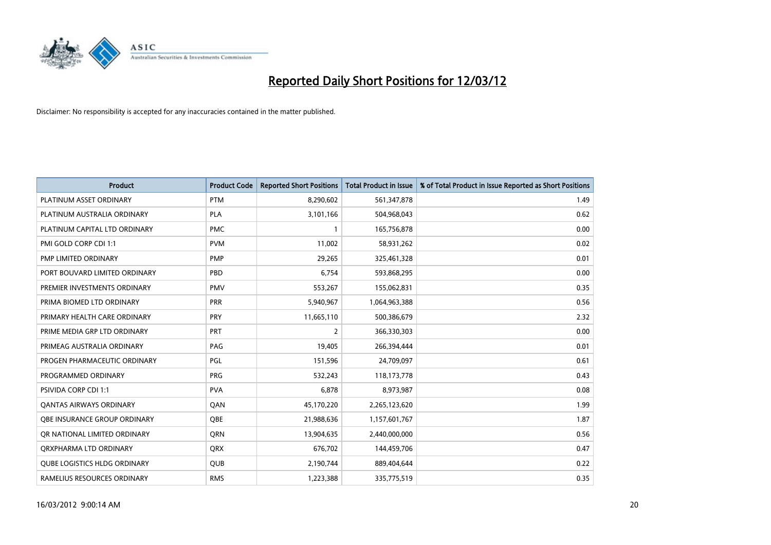# Reported Daily Short Positions for 12/03/12

Disclaimer: No responsibility is accepted for any inaccuracies contained in the matter published.

| Product | Product Code | Reported Short Positions | Total Product in Issue | % of Total Product in Issue Reported as Short Positions |
|---|---|---|---|---|
| PLATINUM ASSET ORDINARY | PTM | 8,290,602 | 561,347,878 | 1.49 |
| PLATINUM AUSTRALIA ORDINARY | PLA | 3,101,166 | 504,968,043 | 0.62 |
| PLATINUM CAPITAL LTD ORDINARY | PMC | 1 | 165,756,878 | 0.00 |
| PMI GOLD CORP CDI 1:1 | PVM | 11,002 | 58,931,262 | 0.02 |
| PMP LIMITED ORDINARY | PMP | 29,265 | 325,461,328 | 0.01 |
| PORT BOUVARD LIMITED ORDINARY | PBD | 6,754 | 593,868,295 | 0.00 |
| PREMIER INVESTMENTS ORDINARY | PMV | 553,267 | 155,062,831 | 0.35 |
| PRIMA BIOMED LTD ORDINARY | PRR | 5,940,967 | 1,064,963,388 | 0.56 |
| PRIMARY HEALTH CARE ORDINARY | PRY | 11,665,110 | 500,386,679 | 2.32 |
| PRIME MEDIA GRP LTD ORDINARY | PRT | 2 | 366,330,303 | 0.00 |
| PRIMEAG AUSTRALIA ORDINARY | PAG | 19,405 | 266,394,444 | 0.01 |
| PROGEN PHARMACEUTIC ORDINARY | PGL | 151,596 | 24,709,097 | 0.61 |
| PROGRAMMED ORDINARY | PRG | 532,243 | 118,173,778 | 0.43 |
| PSIVIDA CORP CDI 1:1 | PVA | 6,878 | 8,973,987 | 0.08 |
| QANTAS AIRWAYS ORDINARY | QAN | 45,170,220 | 2,265,123,620 | 1.99 |
| QBE INSURANCE GROUP ORDINARY | QBE | 21,988,636 | 1,157,601,767 | 1.87 |
| QR NATIONAL LIMITED ORDINARY | QRN | 13,904,635 | 2,440,000,000 | 0.56 |
| QRXPHARMA LTD ORDINARY | QRX | 676,702 | 144,459,706 | 0.47 |
| QUBE LOGISTICS HLDG ORDINARY | QUB | 2,190,744 | 889,404,644 | 0.22 |
| RAMELIUS RESOURCES ORDINARY | RMS | 1,223,388 | 335,775,519 | 0.35 |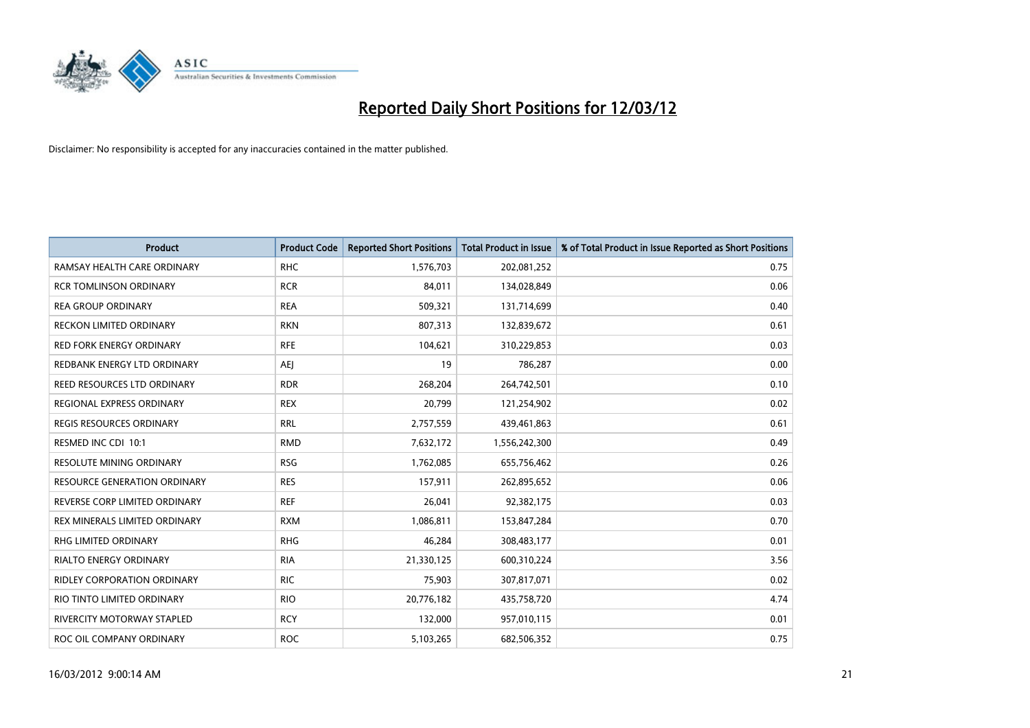# Reported Daily Short Positions for 12/03/12

Disclaimer: No responsibility is accepted for any inaccuracies contained in the matter published.

| Product | Product Code | Reported Short Positions | Total Product in Issue | % of Total Product in Issue Reported as Short Positions |
|---|---|---|---|---|
| RAMSAY HEALTH CARE ORDINARY | RHC | 1,576,703 | 202,081,252 | 0.75 |
| RCR TOMLINSON ORDINARY | RCR | 84,011 | 134,028,849 | 0.06 |
| REA GROUP ORDINARY | REA | 509,321 | 131,714,699 | 0.40 |
| RECKON LIMITED ORDINARY | RKN | 807,313 | 132,839,672 | 0.61 |
| RED FORK ENERGY ORDINARY | RFE | 104,621 | 310,229,853 | 0.03 |
| REDBANK ENERGY LTD ORDINARY | AEJ | 19 | 786,287 | 0.00 |
| REED RESOURCES LTD ORDINARY | RDR | 268,204 | 264,742,501 | 0.10 |
| REGIONAL EXPRESS ORDINARY | REX | 20,799 | 121,254,902 | 0.02 |
| REGIS RESOURCES ORDINARY | RRL | 2,757,559 | 439,461,863 | 0.61 |
| RESMED INC CDI 10:1 | RMD | 7,632,172 | 1,556,242,300 | 0.49 |
| RESOLUTE MINING ORDINARY | RSG | 1,762,085 | 655,756,462 | 0.26 |
| RESOURCE GENERATION ORDINARY | RES | 157,911 | 262,895,652 | 0.06 |
| REVERSE CORP LIMITED ORDINARY | REF | 26,041 | 92,382,175 | 0.03 |
| REX MINERALS LIMITED ORDINARY | RXM | 1,086,811 | 153,847,284 | 0.70 |
| RHG LIMITED ORDINARY | RHG | 46,284 | 308,483,177 | 0.01 |
| RIALTO ENERGY ORDINARY | RIA | 21,330,125 | 600,310,224 | 3.56 |
| RIDLEY CORPORATION ORDINARY | RIC | 75,903 | 307,817,071 | 0.02 |
| RIO TINTO LIMITED ORDINARY | RIO | 20,776,182 | 435,758,720 | 4.74 |
| RIVERCITY MOTORWAY STAPLED | RCY | 132,000 | 957,010,115 | 0.01 |
| ROC OIL COMPANY ORDINARY | ROC | 5,103,265 | 682,506,352 | 0.75 |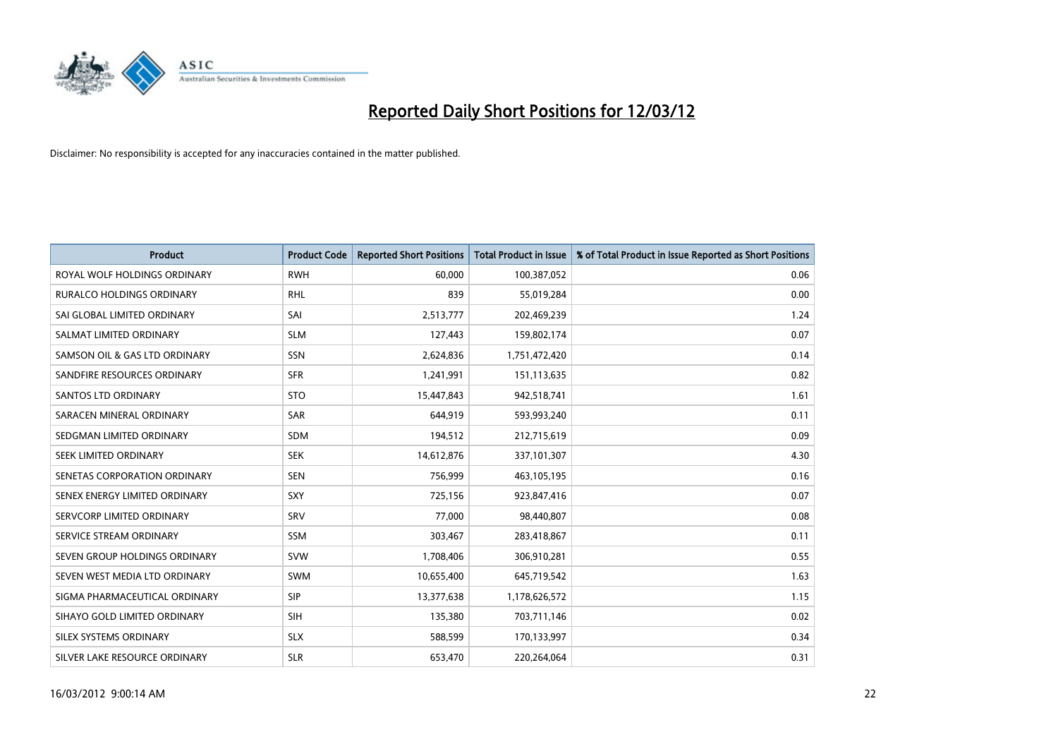# Reported Daily Short Positions for 12/03/12

Disclaimer: No responsibility is accepted for any inaccuracies contained in the matter published.

| Product | Product Code | Reported Short Positions | Total Product in Issue | % of Total Product in Issue Reported as Short Positions |
|---|---|---|---|---|
| ROYAL WOLF HOLDINGS ORDINARY | RWH | 60,000 | 100,387,052 | 0.06 |
| RURALCO HOLDINGS ORDINARY | RHL | 839 | 55,019,284 | 0.00 |
| SAI GLOBAL LIMITED ORDINARY | SAI | 2,513,777 | 202,469,239 | 1.24 |
| SALMAT LIMITED ORDINARY | SLM | 127,443 | 159,802,174 | 0.07 |
| SAMSON OIL & GAS LTD ORDINARY | SSN | 2,624,836 | 1,751,472,420 | 0.14 |
| SANDFIRE RESOURCES ORDINARY | SFR | 1,241,991 | 151,113,635 | 0.82 |
| SANTOS LTD ORDINARY | STO | 15,447,843 | 942,518,741 | 1.61 |
| SARACEN MINERAL ORDINARY | SAR | 644,919 | 593,993,240 | 0.11 |
| SEDGMAN LIMITED ORDINARY | SDM | 194,512 | 212,715,619 | 0.09 |
| SEEK LIMITED ORDINARY | SEK | 14,612,876 | 337,101,307 | 4.30 |
| SENETAS CORPORATION ORDINARY | SEN | 756,999 | 463,105,195 | 0.16 |
| SENEX ENERGY LIMITED ORDINARY | SXY | 725,156 | 923,847,416 | 0.07 |
| SERVCORP LIMITED ORDINARY | SRV | 77,000 | 98,440,807 | 0.08 |
| SERVICE STREAM ORDINARY | SSM | 303,467 | 283,418,867 | 0.11 |
| SEVEN GROUP HOLDINGS ORDINARY | SVW | 1,708,406 | 306,910,281 | 0.55 |
| SEVEN WEST MEDIA LTD ORDINARY | SWM | 10,655,400 | 645,719,542 | 1.63 |
| SIGMA PHARMACEUTICAL ORDINARY | SIP | 13,377,638 | 1,178,626,572 | 1.15 |
| SIHAYO GOLD LIMITED ORDINARY | SIH | 135,380 | 703,711,146 | 0.02 |
| SILEX SYSTEMS ORDINARY | SLX | 588,599 | 170,133,997 | 0.34 |
| SILVER LAKE RESOURCE ORDINARY | SLR | 653,470 | 220,264,064 | 0.31 |

16/03/2012 9:00:14 AM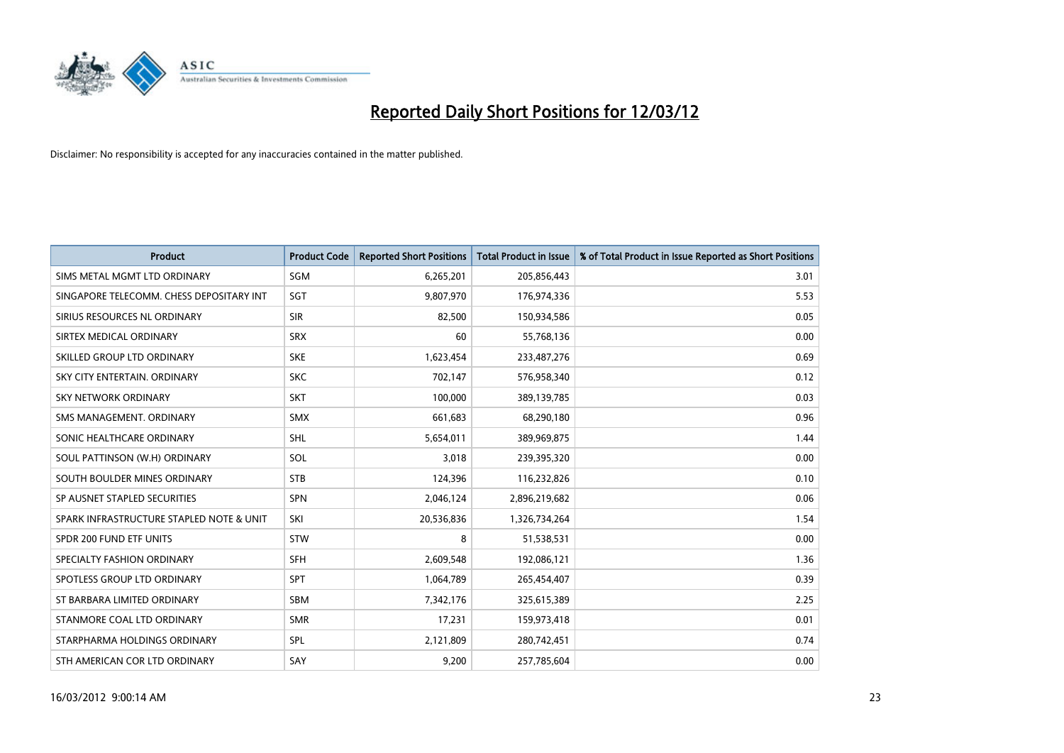# Reported Daily Short Positions for 12/03/12

Disclaimer: No responsibility is accepted for any inaccuracies contained in the matter published.

| Product | Product Code | Reported Short Positions | Total Product in Issue | % of Total Product in Issue Reported as Short Positions |
|---|---|---|---|---|
| SIMS METAL MGMT LTD ORDINARY | SGM | 6,265,201 | 205,856,443 | 3.01 |
| SINGAPORE TELECOMM. CHESS DEPOSITARY INT | SGT | 9,807,970 | 176,974,336 | 5.53 |
| SIRIUS RESOURCES NL ORDINARY | SIR | 82,500 | 150,934,586 | 0.05 |
| SIRTEX MEDICAL ORDINARY | SRX | 60 | 55,768,136 | 0.00 |
| SKILLED GROUP LTD ORDINARY | SKE | 1,623,454 | 233,487,276 | 0.69 |
| SKY CITY ENTERTAIN. ORDINARY | SKC | 702,147 | 576,958,340 | 0.12 |
| SKY NETWORK ORDINARY | SKT | 100,000 | 389,139,785 | 0.03 |
| SMS MANAGEMENT. ORDINARY | SMX | 661,683 | 68,290,180 | 0.96 |
| SONIC HEALTHCARE ORDINARY | SHL | 5,654,011 | 389,969,875 | 1.44 |
| SOUL PATTINSON (W.H) ORDINARY | SOL | 3,018 | 239,395,320 | 0.00 |
| SOUTH BOULDER MINES ORDINARY | STB | 124,396 | 116,232,826 | 0.10 |
| SP AUSNET STAPLED SECURITIES | SPN | 2,046,124 | 2,896,219,682 | 0.06 |
| SPARK INFRASTRUCTURE STAPLED NOTE & UNIT | SKI | 20,536,836 | 1,326,734,264 | 1.54 |
| SPDR 200 FUND ETF UNITS | STW | 8 | 51,538,531 | 0.00 |
| SPECIALTY FASHION ORDINARY | SFH | 2,609,548 | 192,086,121 | 1.36 |
| SPOTLESS GROUP LTD ORDINARY | SPT | 1,064,789 | 265,454,407 | 0.39 |
| ST BARBARA LIMITED ORDINARY | SBM | 7,342,176 | 325,615,389 | 2.25 |
| STANMORE COAL LTD ORDINARY | SMR | 17,231 | 159,973,418 | 0.01 |
| STARPHARMA HOLDINGS ORDINARY | SPL | 2,121,809 | 280,742,451 | 0.74 |
| STH AMERICAN COR LTD ORDINARY | SAY | 9,200 | 257,785,604 | 0.00 |

16/03/2012 9:00:14 AM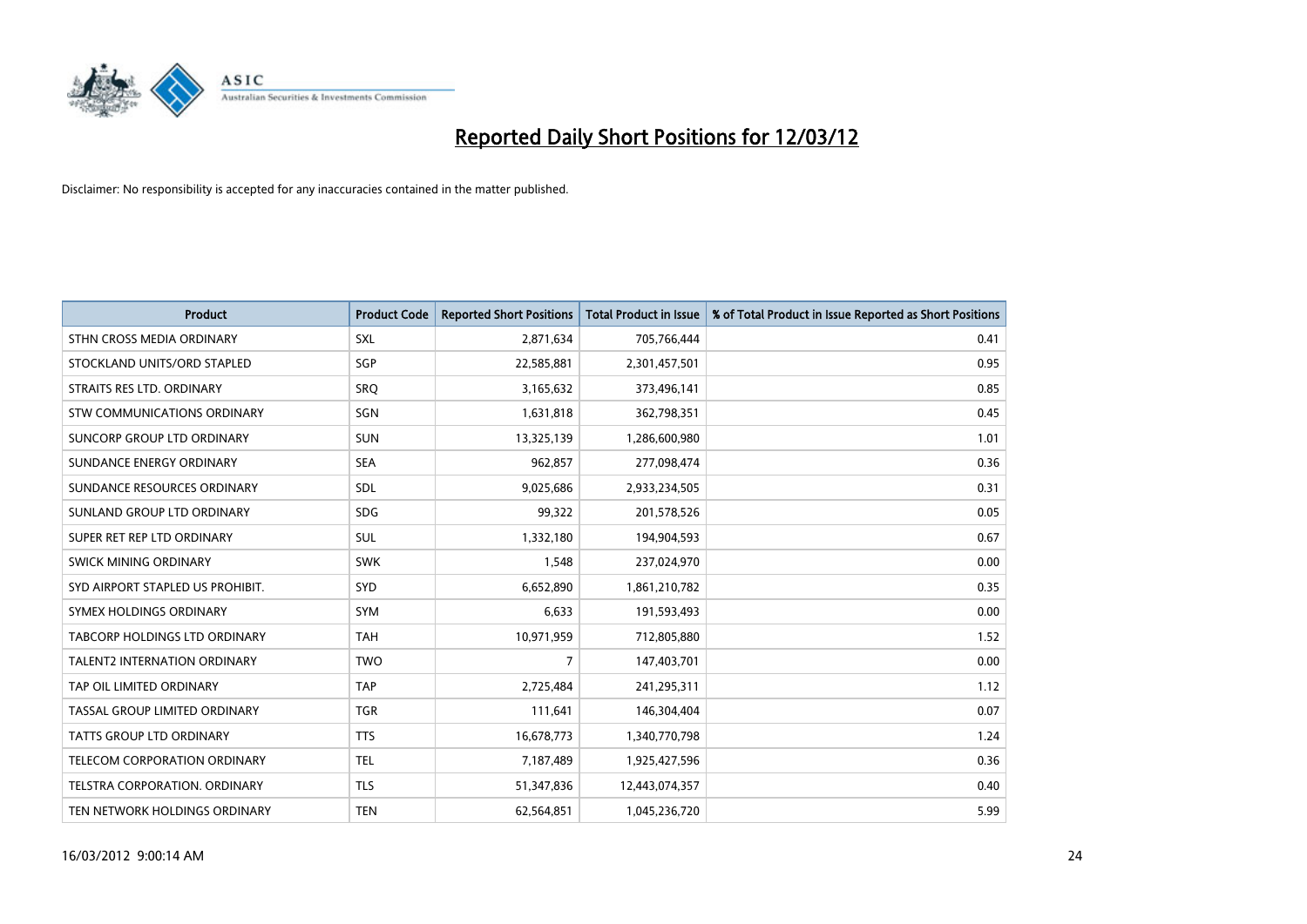# Reported Daily Short Positions for 12/03/12

Disclaimer: No responsibility is accepted for any inaccuracies contained in the matter published.

| Product | Product Code | Reported Short Positions | Total Product in Issue | % of Total Product in Issue Reported as Short Positions |
|---|---|---|---|---|
| STHN CROSS MEDIA ORDINARY | SXL | 2,871,634 | 705,766,444 | 0.41 |
| STOCKLAND UNITS/ORD STAPLED | SGP | 22,585,881 | 2,301,457,501 | 0.95 |
| STRAITS RES LTD. ORDINARY | SRQ | 3,165,632 | 373,496,141 | 0.85 |
| STW COMMUNICATIONS ORDINARY | SGN | 1,631,818 | 362,798,351 | 0.45 |
| SUNCORP GROUP LTD ORDINARY | SUN | 13,325,139 | 1,286,600,980 | 1.01 |
| SUNDANCE ENERGY ORDINARY | SEA | 962,857 | 277,098,474 | 0.36 |
| SUNDANCE RESOURCES ORDINARY | SDL | 9,025,686 | 2,933,234,505 | 0.31 |
| SUNLAND GROUP LTD ORDINARY | SDG | 99,322 | 201,578,526 | 0.05 |
| SUPER RET REP LTD ORDINARY | SUL | 1,332,180 | 194,904,593 | 0.67 |
| SWICK MINING ORDINARY | SWK | 1,548 | 237,024,970 | 0.00 |
| SYD AIRPORT STAPLED US PROHIBIT. | SYD | 6,652,890 | 1,861,210,782 | 0.35 |
| SYMEX HOLDINGS ORDINARY | SYM | 6,633 | 191,593,493 | 0.00 |
| TABCORP HOLDINGS LTD ORDINARY | TAH | 10,971,959 | 712,805,880 | 1.52 |
| TALENT2 INTERNATION ORDINARY | TWO | 7 | 147,403,701 | 0.00 |
| TAP OIL LIMITED ORDINARY | TAP | 2,725,484 | 241,295,311 | 1.12 |
| TASSAL GROUP LIMITED ORDINARY | TGR | 111,641 | 146,304,404 | 0.07 |
| TATTS GROUP LTD ORDINARY | TTS | 16,678,773 | 1,340,770,798 | 1.24 |
| TELECOM CORPORATION ORDINARY | TEL | 7,187,489 | 1,925,427,596 | 0.36 |
| TELSTRA CORPORATION. ORDINARY | TLS | 51,347,836 | 12,443,074,357 | 0.40 |
| TEN NETWORK HOLDINGS ORDINARY | TEN | 62,564,851 | 1,045,236,720 | 5.99 |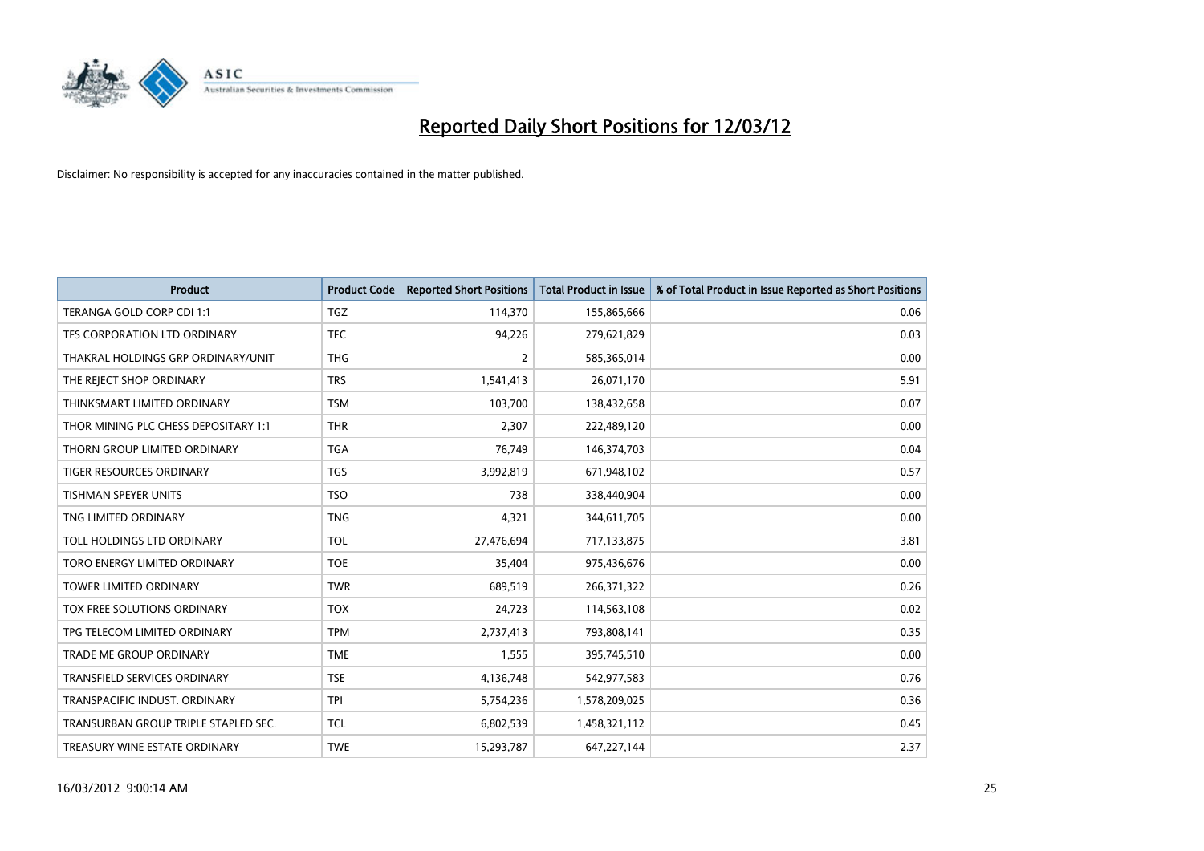# Reported Daily Short Positions for 12/03/12

Disclaimer: No responsibility is accepted for any inaccuracies contained in the matter published.

| Product | Product Code | Reported Short Positions | Total Product in Issue | % of Total Product in Issue Reported as Short Positions |
|---|---|---|---|---|
| TERANGA GOLD CORP CDI 1:1 | TGZ | 114,370 | 155,865,666 | 0.06 |
| TFS CORPORATION LTD ORDINARY | TFC | 94,226 | 279,621,829 | 0.03 |
| THAKRAL HOLDINGS GRP ORDINARY/UNIT | THG | 2 | 585,365,014 | 0.00 |
| THE REJECT SHOP ORDINARY | TRS | 1,541,413 | 26,071,170 | 5.91 |
| THINKSMART LIMITED ORDINARY | TSM | 103,700 | 138,432,658 | 0.07 |
| THOR MINING PLC CHESS DEPOSITARY 1:1 | THR | 2,307 | 222,489,120 | 0.00 |
| THORN GROUP LIMITED ORDINARY | TGA | 76,749 | 146,374,703 | 0.04 |
| TIGER RESOURCES ORDINARY | TGS | 3,992,819 | 671,948,102 | 0.57 |
| TISHMAN SPEYER UNITS | TSO | 738 | 338,440,904 | 0.00 |
| TNG LIMITED ORDINARY | TNG | 4,321 | 344,611,705 | 0.00 |
| TOLL HOLDINGS LTD ORDINARY | TOL | 27,476,694 | 717,133,875 | 3.81 |
| TORO ENERGY LIMITED ORDINARY | TOE | 35,404 | 975,436,676 | 0.00 |
| TOWER LIMITED ORDINARY | TWR | 689,519 | 266,371,322 | 0.26 |
| TOX FREE SOLUTIONS ORDINARY | TOX | 24,723 | 114,563,108 | 0.02 |
| TPG TELECOM LIMITED ORDINARY | TPM | 2,737,413 | 793,808,141 | 0.35 |
| TRADE ME GROUP ORDINARY | TME | 1,555 | 395,745,510 | 0.00 |
| TRANSFIELD SERVICES ORDINARY | TSE | 4,136,748 | 542,977,583 | 0.76 |
| TRANSPACIFIC INDUST. ORDINARY | TPI | 5,754,236 | 1,578,209,025 | 0.36 |
| TRANSURBAN GROUP TRIPLE STAPLED SEC. | TCL | 6,802,539 | 1,458,321,112 | 0.45 |
| TREASURY WINE ESTATE ORDINARY | TWE | 15,293,787 | 647,227,144 | 2.37 |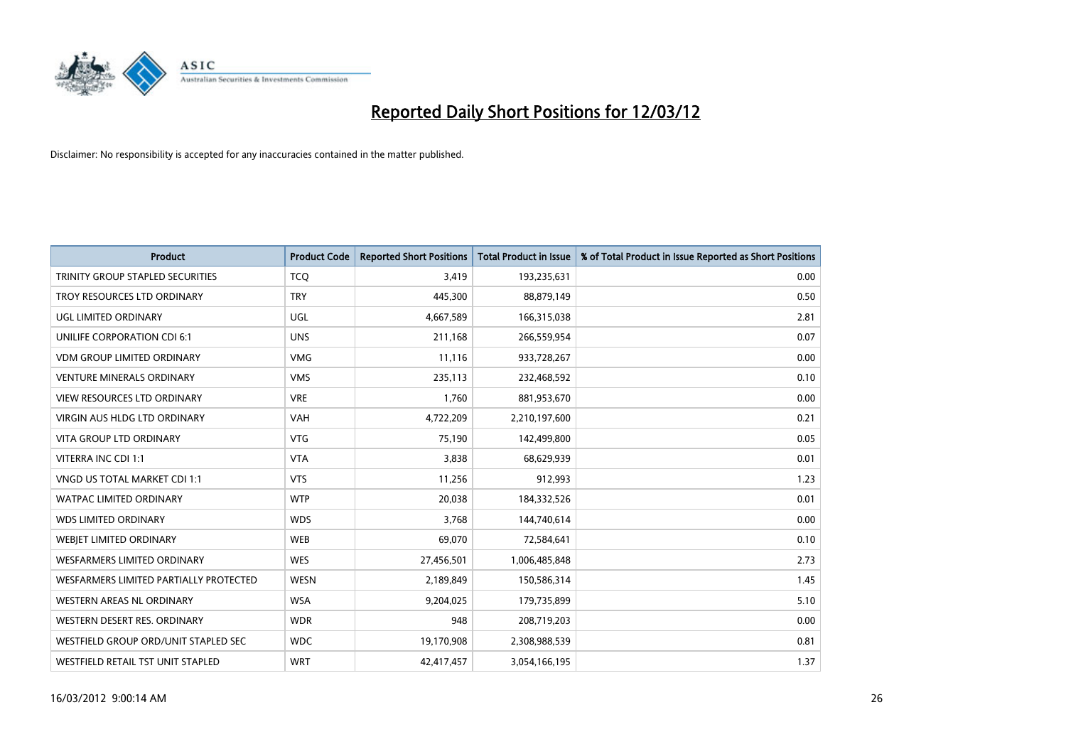# Reported Daily Short Positions for 12/03/12

Disclaimer: No responsibility is accepted for any inaccuracies contained in the matter published.

| Product | Product Code | Reported Short Positions | Total Product in Issue | % of Total Product in Issue Reported as Short Positions |
|---|---|---|---|---|
| TRINITY GROUP STAPLED SECURITIES | TCQ | 3,419 | 193,235,631 | 0.00 |
| TROY RESOURCES LTD ORDINARY | TRY | 445,300 | 88,879,149 | 0.50 |
| UGL LIMITED ORDINARY | UGL | 4,667,589 | 166,315,038 | 2.81 |
| UNILIFE CORPORATION CDI 6:1 | UNS | 211,168 | 266,559,954 | 0.07 |
| VDM GROUP LIMITED ORDINARY | VMG | 11,116 | 933,728,267 | 0.00 |
| VENTURE MINERALS ORDINARY | VMS | 235,113 | 232,468,592 | 0.10 |
| VIEW RESOURCES LTD ORDINARY | VRE | 1,760 | 881,953,670 | 0.00 |
| VIRGIN AUS HLDG LTD ORDINARY | VAH | 4,722,209 | 2,210,197,600 | 0.21 |
| VITA GROUP LTD ORDINARY | VTG | 75,190 | 142,499,800 | 0.05 |
| VITERRA INC CDI 1:1 | VTA | 3,838 | 68,629,939 | 0.01 |
| VNGD US TOTAL MARKET CDI 1:1 | VTS | 11,256 | 912,993 | 1.23 |
| WATPAC LIMITED ORDINARY | WTP | 20,038 | 184,332,526 | 0.01 |
| WDS LIMITED ORDINARY | WDS | 3,768 | 144,740,614 | 0.00 |
| WEBJET LIMITED ORDINARY | WEB | 69,070 | 72,584,641 | 0.10 |
| WESFARMERS LIMITED ORDINARY | WES | 27,456,501 | 1,006,485,848 | 2.73 |
| WESFARMERS LIMITED PARTIALLY PROTECTED | WESN | 2,189,849 | 150,586,314 | 1.45 |
| WESTERN AREAS NL ORDINARY | WSA | 9,204,025 | 179,735,899 | 5.10 |
| WESTERN DESERT RES. ORDINARY | WDR | 948 | 208,719,203 | 0.00 |
| WESTFIELD GROUP ORD/UNIT STAPLED SEC | WDC | 19,170,908 | 2,308,988,539 | 0.81 |
| WESTFIELD RETAIL TST UNIT STAPLED | WRT | 42,417,457 | 3,054,166,195 | 1.37 |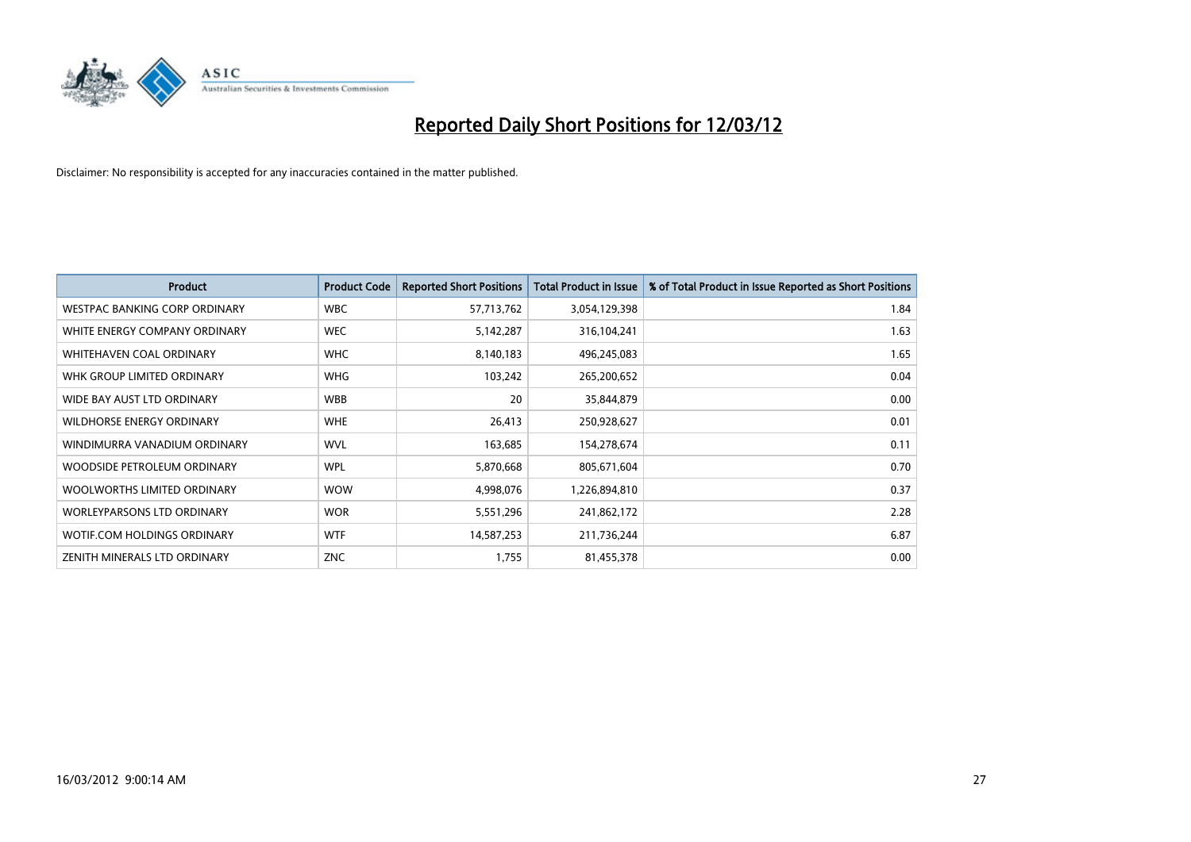# Reported Daily Short Positions for 12/03/12

Disclaimer: No responsibility is accepted for any inaccuracies contained in the matter published.

| Product | Product Code | Reported Short Positions | Total Product in Issue | % of Total Product in Issue Reported as Short Positions |
|---|---|---|---|---|
| WESTPAC BANKING CORP ORDINARY | WBC | 57,713,762 | 3,054,129,398 | 1.84 |
| WHITE ENERGY COMPANY ORDINARY | WEC | 5,142,287 | 316,104,241 | 1.63 |
| WHITEHAVEN COAL ORDINARY | WHC | 8,140,183 | 496,245,083 | 1.65 |
| WHK GROUP LIMITED ORDINARY | WHG | 103,242 | 265,200,652 | 0.04 |
| WIDE BAY AUST LTD ORDINARY | WBB | 20 | 35,844,879 | 0.00 |
| WILDHORSE ENERGY ORDINARY | WHE | 26,413 | 250,928,627 | 0.01 |
| WINDIMURRA VANADIUM ORDINARY | WVL | 163,685 | 154,278,674 | 0.11 |
| WOODSIDE PETROLEUM ORDINARY | WPL | 5,870,668 | 805,671,604 | 0.70 |
| WOOLWORTHS LIMITED ORDINARY | WOW | 4,998,076 | 1,226,894,810 | 0.37 |
| WORLEYPARSONS LTD ORDINARY | WOR | 5,551,296 | 241,862,172 | 2.28 |
| WOTIF.COM HOLDINGS ORDINARY | WTF | 14,587,253 | 211,736,244 | 6.87 |
| ZENITH MINERALS LTD ORDINARY | ZNC | 1,755 | 81,455,378 | 0.00 |

16/03/2012 9:00:14 AM